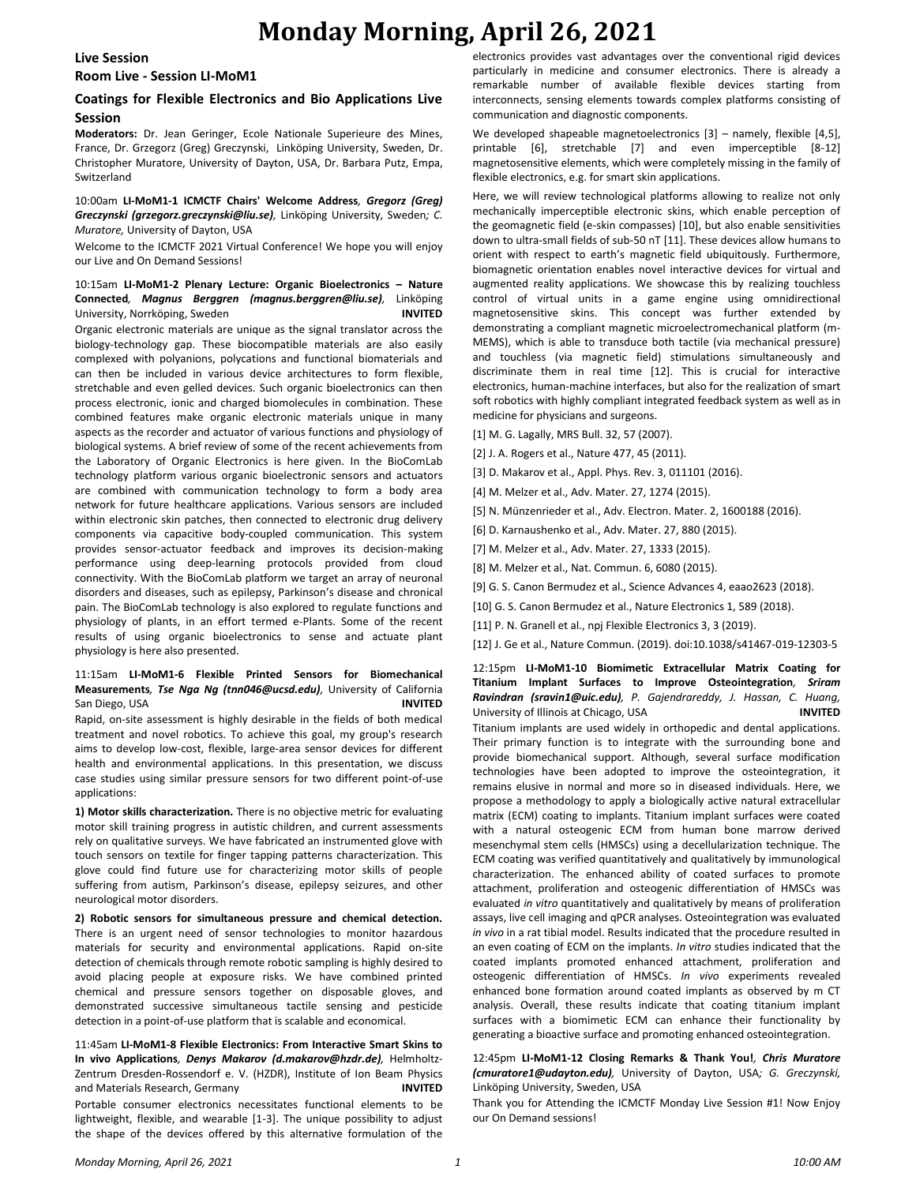# Monday Morning, April 26, 2021

## Live Session

### Room Live - Session LI-MoM1

### Coatings for Flexible Electronics and Bio Applications Live Session

**Moderators:** Dr. Jean Geringer, Ecole Nationale Superieure des Mines, France, Dr. Grzegorz (Greg) Greczynski, Linköping University, Sweden, Dr. Christopher Muratore, University of Dayton, USA, Dr. Barbara Putz, Empa, Switzerland

10:00am **LI-MoM1-1 ICMCTF Chairs' Welcome Address**, ***Gregorz (Greg) Greczynski (grzegorz.greczynski@liu.se)***, Linköping University, Sweden*; C. Muratore,* University of Dayton, USA

Welcome to the ICMCTF 2021 Virtual Conference! We hope you will enjoy our Live and On Demand Sessions!

10:15am **LI-MoM1-2 Plenary Lecture: Organic Bioelectronics – Nature Connected**, ***Magnus Berggren (magnus.berggren@liu.se)***, Linköping University, Norrköping, Sweden **INVITED**

Organic electronic materials are unique as the signal translator across the biology-technology gap. These biocompatible materials are also easily complexed with polyanions, polycations and functional biomaterials and can then be included in various device architectures to form flexible, stretchable and even gelled devices. Such organic bioelectronics can then process electronic, ionic and charged biomolecules in combination. These combined features make organic electronic materials unique in many aspects as the recorder and actuator of various functions and physiology of biological systems. A brief review of some of the recent achievements from the Laboratory of Organic Electronics is here given. In the BioComLab technology platform various organic bioelectronic sensors and actuators are combined with communication technology to form a body area network for future healthcare applications. Various sensors are included within electronic skin patches, then connected to electronic drug delivery components via capacitive body-coupled communication. This system provides sensor-actuator feedback and improves its decision-making performance using deep-learning protocols provided from cloud connectivity. With the BioComLab platform we target an array of neuronal disorders and diseases, such as epilepsy, Parkinson's disease and chronical pain. The BioComLab technology is also explored to regulate functions and physiology of plants, in an effort termed e-Plants. Some of the recent results of using organic bioelectronics to sense and actuate plant physiology is here also presented.

11:15am **LI-MoM1-6 Flexible Printed Sensors for Biomechanical Measurements**, ***Tse Nga Ng (tnn046@ucsd.edu)***, University of California San Diego, USA **INVITED**

Rapid, on-site assessment is highly desirable in the fields of both medical treatment and novel robotics. To achieve this goal, my group's research aims to develop low-cost, flexible, large-area sensor devices for different health and environmental applications. In this presentation, we discuss case studies using similar pressure sensors for two different point-of-use applications:

**1) Motor skills characterization.** There is no objective metric for evaluating motor skill training progress in autistic children, and current assessments rely on qualitative surveys. We have fabricated an instrumented glove with touch sensors on textile for finger tapping patterns characterization. This glove could find future use for characterizing motor skills of people suffering from autism, Parkinson's disease, epilepsy seizures, and other neurological motor disorders.

**2) Robotic sensors for simultaneous pressure and chemical detection.** There is an urgent need of sensor technologies to monitor hazardous materials for security and environmental applications. Rapid on-site detection of chemicals through remote robotic sampling is highly desired to avoid placing people at exposure risks. We have combined printed chemical and pressure sensors together on disposable gloves, and demonstrated successive simultaneous tactile sensing and pesticide detection in a point-of-use platform that is scalable and economical.

11:45am **LI-MoM1-8 Flexible Electronics: From Interactive Smart Skins to In vivo Applications**, ***Denys Makarov (d.makarov@hzdr.de)***, Helmholtz-Zentrum Dresden-Rossendorf e. V. (HZDR), Institute of Ion Beam Physics and Materials Research, Germany **INVITED**

Portable consumer electronics necessitates functional elements to be lightweight, flexible, and wearable [1-3]. The unique possibility to adjust the shape of the devices offered by this alternative formulation of the electronics provides vast advantages over the conventional rigid devices particularly in medicine and consumer electronics. There is already a remarkable number of available flexible devices starting from interconnects, sensing elements towards complex platforms consisting of communication and diagnostic components.

We developed shapeable magnetoelectronics [3] – namely, flexible [4,5], printable [6], stretchable [7] and even imperceptible [8-12] magnetosensitive elements, which were completely missing in the family of flexible electronics, e.g. for smart skin applications.

Here, we will review technological platforms allowing to realize not only mechanically imperceptible electronic skins, which enable perception of the geomagnetic field (e-skin compasses) [10], but also enable sensitivities down to ultra-small fields of sub-50 nT [11]. These devices allow humans to orient with respect to earth's magnetic field ubiquitously. Furthermore, biomagnetic orientation enables novel interactive devices for virtual and augmented reality applications. We showcase this by realizing touchless control of virtual units in a game engine using omnidirectional magnetosensitive skins. This concept was further extended by demonstrating a compliant magnetic microelectromechanical platform (m-MEMS), which is able to transduce both tactile (via mechanical pressure) and touchless (via magnetic field) stimulations simultaneously and discriminate them in real time [12]. This is crucial for interactive electronics, human-machine interfaces, but also for the realization of smart soft robotics with highly compliant integrated feedback system as well as in medicine for physicians and surgeons.

[1] M. G. Lagally, MRS Bull. 32, 57 (2007).

[2] J. A. Rogers et al., Nature 477, 45 (2011).

[3] D. Makarov et al., Appl. Phys. Rev. 3, 011101 (2016).

[4] M. Melzer et al., Adv. Mater. 27, 1274 (2015).

[5] N. Münzenrieder et al., Adv. Electron. Mater. 2, 1600188 (2016).

[6] D. Karnaushenko et al., Adv. Mater. 27, 880 (2015).

[7] M. Melzer et al., Adv. Mater. 27, 1333 (2015).

[8] M. Melzer et al., Nat. Commun. 6, 6080 (2015).

[9] G. S. Canon Bermudez et al., Science Advances 4, eaao2623 (2018).

[10] G. S. Canon Bermudez et al., Nature Electronics 1, 589 (2018).

[11] P. N. Granell et al., npj Flexible Electronics 3, 3 (2019).

[12] J. Ge et al., Nature Commun. (2019). doi:10.1038/s41467-019-12303-5

12:15pm **LI-MoM1-10 Biomimetic Extracellular Matrix Coating for Titanium Implant Surfaces to Improve Osteointegration**, ***Sriram Ravindran (sravin1@uic.edu)****, P. Gajendrareddy, J. Hassan, C. Huang,* University of Illinois at Chicago, USA **INVITED**

Titanium implants are used widely in orthopedic and dental applications. Their primary function is to integrate with the surrounding bone and provide biomechanical support. Although, several surface modification technologies have been adopted to improve the osteointegration, it remains elusive in normal and more so in diseased individuals. Here, we propose a methodology to apply a biologically active natural extracellular matrix (ECM) coating to implants. Titanium implant surfaces were coated with a natural osteogenic ECM from human bone marrow derived mesenchymal stem cells (HMSCs) using a decellularization technique. The ECM coating was verified quantitatively and qualitatively by immunological characterization. The enhanced ability of coated surfaces to promote attachment, proliferation and osteogenic differentiation of HMSCs was evaluated *in vitro* quantitatively and qualitatively by means of proliferation assays, live cell imaging and qPCR analyses. Osteointegration was evaluated *in vivo* in a rat tibial model. Results indicated that the procedure resulted in an even coating of ECM on the implants. *In vitro* studies indicated that the coated implants promoted enhanced attachment, proliferation and osteogenic differentiation of HMSCs. *In vivo* experiments revealed enhanced bone formation around coated implants as observed by m CT analysis. Overall, these results indicate that coating titanium implant surfaces with a biomimetic ECM can enhance their functionality by generating a bioactive surface and promoting enhanced osteointegration.

12:45pm **LI-MoM1-12 Closing Remarks & Thank You!**, ***Chris Muratore (cmuratore1@udayton.edu)***, University of Dayton, USA*; G. Greczynski,* Linköping University, Sweden, USA

Thank you for Attending the ICMCTF Monday Live Session #1! Now Enjoy our On Demand sessions!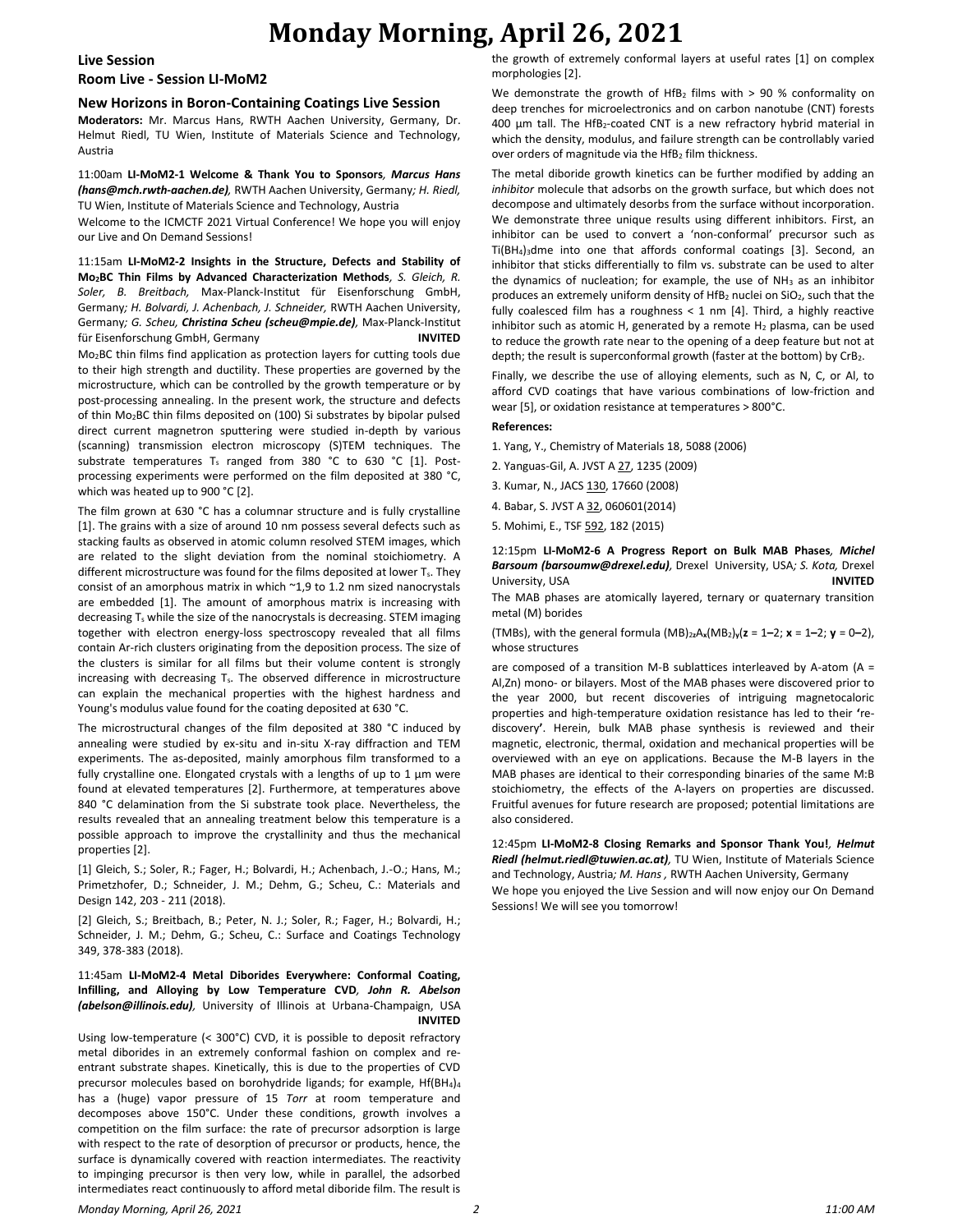# Monday Morning, April 26, 2021

## Live Session

### Room Live - Session LI-MoM2

### New Horizons in Boron-Containing Coatings Live Session

**Moderators:** Mr. Marcus Hans, RWTH Aachen University, Germany, Dr. Helmut Riedl, TU Wien, Institute of Materials Science and Technology, Austria

11:00am **LI-MoM2-1 Welcome & Thank You to Sponsors**, ***Marcus Hans (hans@mch.rwth-aachen.de)***, RWTH Aachen University, Germany; *H. Riedl,* TU Wien, Institute of Materials Science and Technology, Austria

Welcome to the ICMCTF 2021 Virtual Conference! We hope you will enjoy our Live and On Demand Sessions!

11:15am **LI-MoM2-2 Insights in the Structure, Defects and Stability of $Mo_2BC$ Thin Films by Advanced Characterization Methods**, *S. Gleich, R. Soler, B. Breitbach,* Max-Planck-Institut für Eisenforschung GmbH, Germany; *H. Bolvardi, J. Achenbach, J. Schneider,* RWTH Aachen University, Germany; *G. Scheu,* ***Christina Scheu (scheu@mpie.de)***, Max-Planck-Institut für Eisenforschung GmbH, Germany **INVITED**

$Mo_2BC$ thin films find application as protection layers for cutting tools due to their high strength and ductility. These properties are governed by the microstructure, which can be controlled by the growth temperature or by post-processing annealing. In the present work, the structure and defects of thin $Mo_2BC$ thin films deposited on (100) Si substrates by bipolar pulsed direct current magnetron sputtering were studied in-depth by various (scanning) transmission electron microscopy (S)TEM techniques. The substrate temperatures $T_s$ ranged from 380 °C to 630 °C [1]. Post-processing experiments were performed on the film deposited at 380 °C, which was heated up to 900 °C [2].

The film grown at 630 °C has a columnar structure and is fully crystalline [1]. The grains with a size of around 10 nm possess several defects such as stacking faults as observed in atomic column resolved STEM images, which are related to the slight deviation from the nominal stoichiometry. A different microstructure was found for the films deposited at lower $T_s$. They consist of an amorphous matrix in which ~1,9 to 1.2 nm sized nanocrystals are embedded [1]. The amount of amorphous matrix is increasing with decreasing $T_s$ while the size of the nanocrystals is decreasing. STEM imaging together with electron energy-loss spectroscopy revealed that all films contain Ar-rich clusters originating from the deposition process. The size of the clusters is similar for all films but their volume content is strongly increasing with decreasing $T_s$. The observed difference in microstructure can explain the mechanical properties with the highest hardness and Young's modulus value found for the coating deposited at 630 °C.

The microstructural changes of the film deposited at 380 °C induced by annealing were studied by ex-situ and in-situ X-ray diffraction and TEM experiments. The as-deposited, mainly amorphous film transformed to a fully crystalline one. Elongated crystals with a lengths of up to 1 µm were found at elevated temperatures [2]. Furthermore, at temperatures above 840 °C delamination from the Si substrate took place. Nevertheless, the results revealed that an annealing treatment below this temperature is a possible approach to improve the crystallinity and thus the mechanical properties [2].

[1] Gleich, S.; Soler, R.; Fager, H.; Bolvardi, H.; Achenbach, J.-O.; Hans, M.; Primetzhofer, D.; Schneider, J. M.; Dehm, G.; Scheu, C.: Materials and Design 142, 203 - 211 (2018).

[2] Gleich, S.; Breitbach, B.; Peter, N. J.; Soler, R.; Fager, H.; Bolvardi, H.; Schneider, J. M.; Dehm, G.; Scheu, C.: Surface and Coatings Technology 349, 378-383 (2018).

11:45am **LI-MoM2-4 Metal Diborides Everywhere: Conformal Coating, Infilling, and Alloying by Low Temperature CVD**, ***John R. Abelson (abelson@illinois.edu)***, University of Illinois at Urbana-Champaign, USA **INVITED**

Using low-temperature (< 300°C) CVD, it is possible to deposit refractory metal diborides in an extremely conformal fashion on complex and re-entrant substrate shapes. Kinetically, this is due to the properties of CVD precursor molecules based on borohydride ligands; for example, $Hf(BH_4)_4$ has a (huge) vapor pressure of 15 *Torr* at room temperature and decomposes above 150°C. Under these conditions, growth involves a competition on the film surface: the rate of precursor adsorption is large with respect to the rate of desorption of precursor or products, hence, the surface is dynamically covered with reaction intermediates. The reactivity to impinging precursor is then very low, while in parallel, the adsorbed intermediates react continuously to afford metal diboride film. The result is the growth of extremely conformal layers at useful rates [1] on complex morphologies [2].

We demonstrate the growth of $HfB_2$ films with > 90 % conformality on deep trenches for microelectronics and on carbon nanotube (CNT) forests 400 µm tall. The $HfB_2$-coated CNT is a new refractory hybrid material in which the density, modulus, and failure strength can be controllably varied over orders of magnitude via the $HfB_2$ film thickness.

The metal diboride growth kinetics can be further modified by adding an *inhibitor* molecule that adsorbs on the growth surface, but which does not decompose and ultimately desorbs from the surface without incorporation. We demonstrate three unique results using different inhibitors. First, an inhibitor can be used to convert a 'non-conformal' precursor such as $Ti(BH_4)_3$dme into one that affords conformal coatings [3]. Second, an inhibitor that sticks differentially to film vs. substrate can be used to alter the dynamics of nucleation; for example, the use of $NH_3$ as an inhibitor produces an extremely uniform density of $HfB_2$ nuclei on $SiO_2$, such that the fully coalesced film has a roughness < 1 nm [4]. Third, a highly reactive inhibitor such as atomic H, generated by a remote $H_2$ plasma, can be used to reduce the growth rate near to the opening of a deep feature but not at depth; the result is superconformal growth (faster at the bottom) by $CrB_2$.

Finally, we describe the use of alloying elements, such as N, C, or Al, to afford CVD coatings that have various combinations of low-friction and wear [5], or oxidation resistance at temperatures > 800°C.

**References:**

1. Yang, Y., Chemistry of Materials 18, 5088 (2006)
2. Yanguas-Gil, A. JVST A 27, 1235 (2009)
3. Kumar, N., JACS 130, 17660 (2008)
4. Babar, S. JVST A 32, 060601(2014)
5. Mohimi, E., TSF 592, 182 (2015)

12:15pm **LI-MoM2-6 A Progress Report on Bulk MAB Phases**, ***Michel Barsoum (barsoumw@drexel.edu)***, Drexel University, USA; *S. Kota,* Drexel University, USA **INVITED**

The MAB phases are atomically layered, ternary or quaternary transition metal (M) borides

(TMBs), with the general formula $(MB)_{2z}A_x(MB_2)_y$($z$ = 1–2; $x$ = 1–2; $y$ = 0–2), whose structures

are composed of a transition M-B sublattices interleaved by A-atom (A = Al,Zn) mono- or bilayers. Most of the MAB phases were discovered prior to the year 2000, but recent discoveries of intriguing magnetocaloric properties and high-temperature oxidation resistance has led to their 're-discovery'. Herein, bulk MAB phase synthesis is reviewed and their magnetic, electronic, thermal, oxidation and mechanical properties will be overviewed with an eye on applications. Because the M-B layers in the MAB phases are identical to their corresponding binaries of the same M:B stoichiometry, the effects of the A-layers on properties are discussed. Fruitful avenues for future research are proposed; potential limitations are also considered.

12:45pm **LI-MoM2-8 Closing Remarks and Sponsor Thank You!**, ***Helmut Riedl (helmut.riedl@tuwien.ac.at)***, TU Wien, Institute of Materials Science and Technology, Austria; *M. Hans ,* RWTH Aachen University, Germany

We hope you enjoyed the Live Session and will now enjoy our On Demand Sessions! We will see you tomorrow!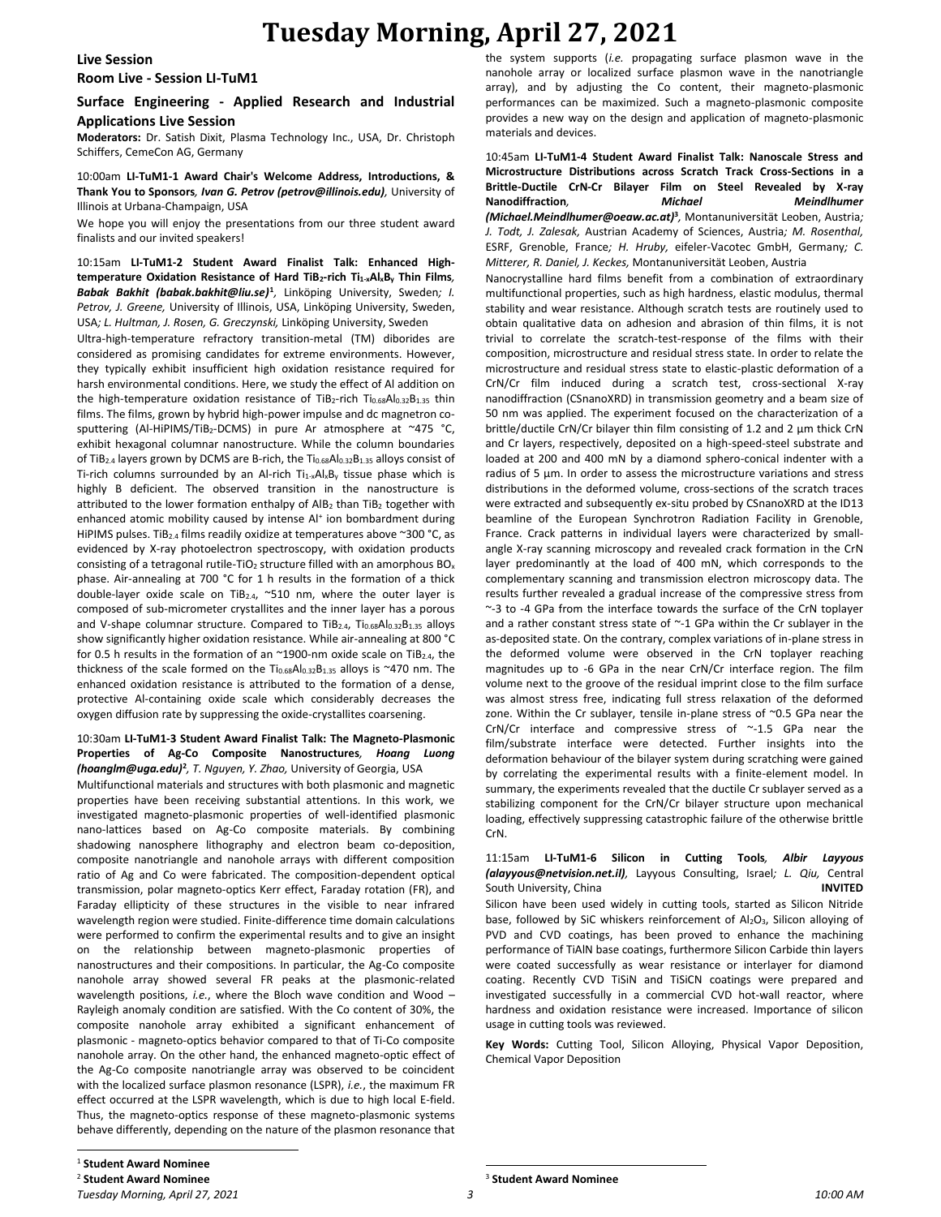# Tuesday Morning, April 27, 2021

## Live Session

## Room Live - Session LI-TuM1

### Surface Engineering - Applied Research and Industrial Applications Live Session

**Moderators:** Dr. Satish Dixit, Plasma Technology Inc., USA, Dr. Christoph Schiffers, CemeCon AG, Germany

10:00am **LI-TuM1-1 Award Chair's Welcome Address, Introductions, & Thank You to Sponsors**, ***Ivan G. Petrov (petrov@illinois.edu)***, University of Illinois at Urbana-Champaign, USA

We hope you will enjoy the presentations from our three student award finalists and our invited speakers!

10:15am **LI-TuM1-2 Student Award Finalist Talk: Enhanced High-temperature Oxidation Resistance of Hard $TiB_2$-rich $Ti_{1-x}Al_xB_y$ Thin Films**, ***Babak Bakhit (babak.bakhit@liu.se)***[1], Linköping University, Sweden*; I. Petrov, J. Greene,* University of Illinois, USA, Linköping University, Sweden, USA*; L. Hultman, J. Rosen, G. Greczynski,* Linköping University, Sweden

Ultra-high-temperature refractory transition-metal (TM) diborides are considered as promising candidates for extreme environments. However, they typically exhibit insufficient high oxidation resistance required for harsh environmental conditions. Here, we study the effect of Al addition on the high-temperature oxidation resistance of $TiB_2$-rich $Ti_{0.68}Al_{0.32}B_{1.35}$ thin films. The films, grown by hybrid high-power impulse and dc magnetron co-sputtering (Al-HiPIMS/$TiB_2$-DCMS) in pure Ar atmosphere at ~475 °C, exhibit hexagonal columnar nanostructure. While the column boundaries of $TiB_{2.4}$ layers grown by DCMS are B-rich, the $Ti_{0.68}Al_{0.32}B_{1.35}$ alloys consist of Ti-rich columns surrounded by an Al-rich $Ti_{1-x}Al_xB_y$ tissue phase which is highly B deficient. The observed transition in the nanostructure is attributed to the lower formation enthalpy of $AlB_2$ than $TiB_2$ together with enhanced atomic mobility caused by intense $Al^+$ ion bombardment during HiPIMS pulses. $TiB_{2.4}$ films readily oxidize at temperatures above ~300 °C, as evidenced by X-ray photoelectron spectroscopy, with oxidation products consisting of a tetragonal rutile-$TiO_2$ structure filled with an amorphous $BO_x$ phase. Air-annealing at 700 °C for 1 h results in the formation of a thick double-layer oxide scale on $TiB_{2.4}$, ~510 nm, where the outer layer is composed of sub-micrometer crystallites and the inner layer has a porous and V-shape columnar structure. Compared to $TiB_{2.4}$, $Ti_{0.68}Al_{0.32}B_{1.35}$ alloys show significantly higher oxidation resistance. While air-annealing at 800 °C for 0.5 h results in the formation of an ~1900-nm oxide scale on $TiB_{2.4}$, the thickness of the scale formed on the $Ti_{0.68}Al_{0.32}B_{1.35}$ alloys is ~470 nm. The enhanced oxidation resistance is attributed to the formation of a dense, protective Al-containing oxide scale which considerably decreases the oxygen diffusion rate by suppressing the oxide-crystallites coarsening.

10:30am **LI-TuM1-3 Student Award Finalist Talk: The Magneto-Plasmonic Properties of Ag-Co Composite Nanostructures**, ***Hoang Luong (hoanglm@uga.edu)***[2]*, T. Nguyen, Y. Zhao,* University of Georgia, USA

Multifunctional materials and structures with both plasmonic and magnetic properties have been receiving substantial attentions. In this work, we investigated magneto-plasmonic properties of well-identified plasmonic nano-lattices based on Ag-Co composite materials. By combining shadowing nanosphere lithography and electron beam co-deposition, composite nanotriangle and nanohole arrays with different composition ratio of Ag and Co were fabricated. The composition-dependent optical transmission, polar magneto-optics Kerr effect, Faraday rotation (FR), and Faraday ellipticity of these structures in the visible to near infrared wavelength region were studied. Finite-difference time domain calculations were performed to confirm the experimental results and to give an insight on the relationship between magneto-plasmonic properties of nanostructures and their compositions. In particular, the Ag-Co composite nanohole array showed several FR peaks at the plasmonic-related wavelength positions, *i.e.*, where the Bloch wave condition and Wood – Rayleigh anomaly condition are satisfied. With the Co content of 30%, the composite nanohole array exhibited a significant enhancement of plasmonic - magneto-optics behavior compared to that of Ti-Co composite nanohole array. On the other hand, the enhanced magneto-optic effect of the Ag-Co composite nanotriangle array was observed to be coincident with the localized surface plasmon resonance (LSPR), *i.e.*, the maximum FR effect occurred at the LSPR wavelength, which is due to high local E-field. Thus, the magneto-optics response of these magneto-plasmonic systems behave differently, depending on the nature of the plasmon resonance that the system supports (*i.e.* propagating surface plasmon wave in the nanohole array or localized surface plasmon wave in the nanotriangle array), and by adjusting the Co content, their magneto-plasmonic performances can be maximized. Such a magneto-plasmonic composite provides a new way on the design and application of magneto-plasmonic materials and devices.

10:45am **LI-TuM1-4 Student Award Finalist Talk: Nanoscale Stress and Microstructure Distributions across Scratch Track Cross-Sections in a Brittle-Ductile CrN-Cr Bilayer Film on Steel Revealed by X-ray Nanodiffraction**, ***Michael Meindlhumer (Michael.Meindlhumer@oeaw.ac.at)***[3], Montanuniversität Leoben, Austria*; J. Todt, J. Zalesak,* Austrian Academy of Sciences, Austria*; M. Rosenthal,* ESRF, Grenoble, France*; H. Hruby,* eifeler-Vacotec GmbH, Germany*; C. Mitterer, R. Daniel, J. Keckes,* Montanuniversität Leoben, Austria

Nanocrystalline hard films benefit from a combination of extraordinary multifunctional properties, such as high hardness, elastic modulus, thermal stability and wear resistance. Although scratch tests are routinely used to obtain qualitative data on adhesion and abrasion of thin films, it is not trivial to correlate the scratch-test-response of the films with their composition, microstructure and residual stress state. In order to relate the microstructure and residual stress state to elastic-plastic deformation of a CrN/Cr film induced during a scratch test, cross-sectional X-ray nanodiffraction (CSnanoXRD) in transmission geometry and a beam size of 50 nm was applied. The experiment focused on the characterization of a brittle/ductile CrN/Cr bilayer thin film consisting of 1.2 and 2 µm thick CrN and Cr layers, respectively, deposited on a high-speed-steel substrate and loaded at 200 and 400 mN by a diamond sphero-conical indenter with a radius of 5 µm. In order to assess the microstructure variations and stress distributions in the deformed volume, cross-sections of the scratch traces were extracted and subsequently ex-situ probed by CSnanoXRD at the ID13 beamline of the European Synchrotron Radiation Facility in Grenoble, France. Crack patterns in individual layers were characterized by small-angle X-ray scanning microscopy and revealed crack formation in the CrN layer predominantly at the load of 400 mN, which corresponds to the complementary scanning and transmission electron microscopy data. The results further revealed a gradual increase of the compressive stress from ~-3 to -4 GPa from the interface towards the surface of the CrN toplayer and a rather constant stress state of ~-1 GPa within the Cr sublayer in the as-deposited state. On the contrary, complex variations of in-plane stress in the deformed volume were observed in the CrN toplayer reaching magnitudes up to -6 GPa in the near CrN/Cr interface region. The film volume next to the groove of the residual imprint close to the film surface was almost stress free, indicating full stress relaxation of the deformed zone. Within the Cr sublayer, tensile in-plane stress of ~0.5 GPa near the CrN/Cr interface and compressive stress of ~-1.5 GPa near the film/substrate interface were detected. Further insights into the deformation behaviour of the bilayer system during scratching were gained by correlating the experimental results with a finite-element model. In summary, the experiments revealed that the ductile Cr sublayer served as a stabilizing component for the CrN/Cr bilayer structure upon mechanical loading, effectively suppressing catastrophic failure of the otherwise brittle CrN.

11:15am **LI-TuM1-6 Silicon in Cutting Tools**, ***Albir Layyous (alayyous@netvision.net.il)***, Layyous Consulting, Israel*; L. Qiu,* Central South University, China **INVITED**

Silicon have been used widely in cutting tools, started as Silicon Nitride base, followed by SiC whiskers reinforcement of $Al_2O_3$, Silicon alloying of PVD and CVD coatings, has been proved to enhance the machining performance of TiAlN base coatings, furthermore Silicon Carbide thin layers were coated successfully as wear resistance or interlayer for diamond coating. Recently CVD TiSiN and TiSiCN coatings were prepared and investigated successfully in a commercial CVD hot-wall reactor, where hardness and oxidation resistance were increased. Importance of silicon usage in cutting tools was reviewed.

**Key Words:** Cutting Tool, Silicon Alloying, Physical Vapor Deposition, Chemical Vapor Deposition

---

[1] **Student Award Nominee**

[2] **Student Award Nominee**

[3] **Student Award Nominee**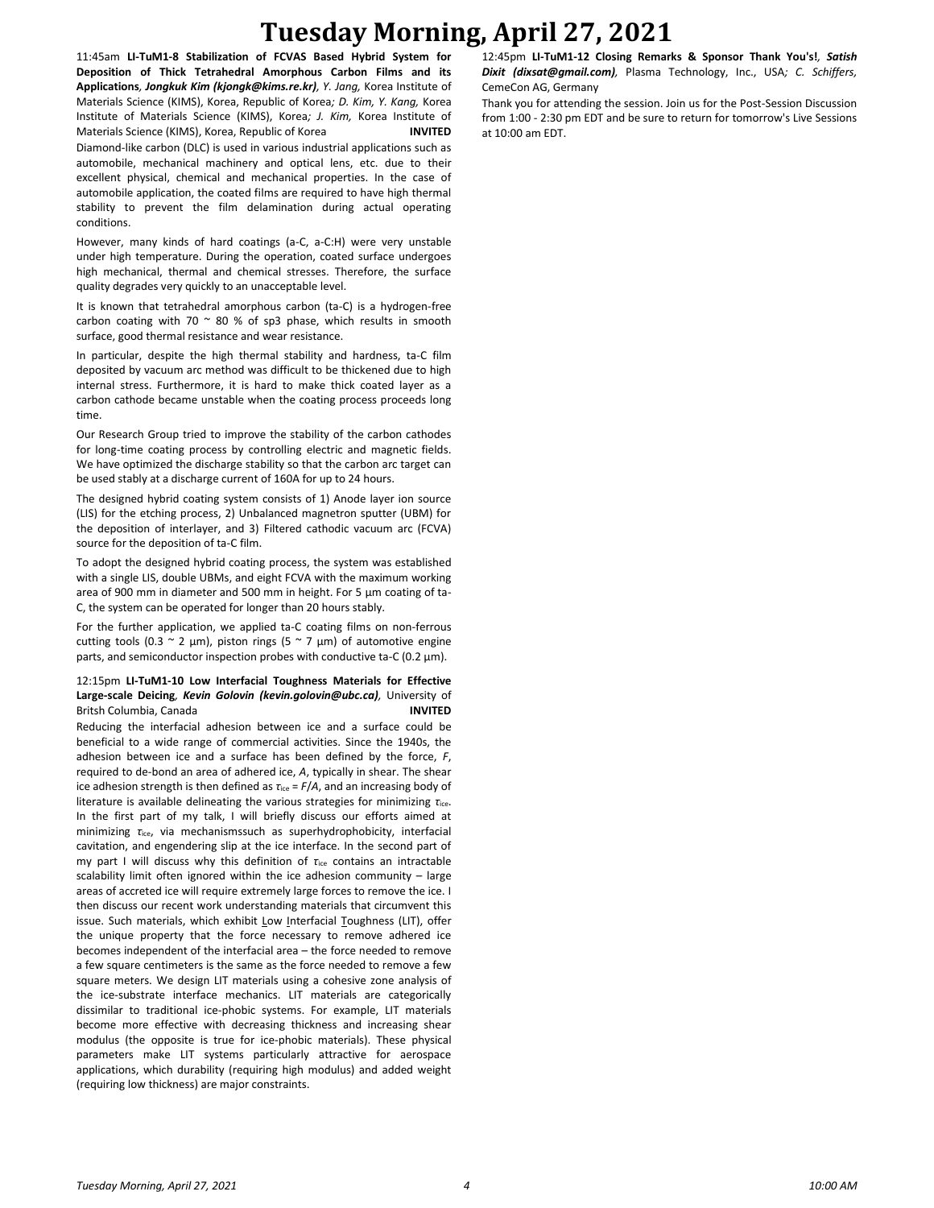# Tuesday Morning, April 27, 2021

11:45am **LI-TuM1-8 Stabilization of FCVAS Based Hybrid System for Deposition of Thick Tetrahedral Amorphous Carbon Films and its Applications**, ***Jongkuk Kim (kjongk@kims.re.kr)***, *Y. Jang,* Korea Institute of Materials Science (KIMS), Korea, Republic of Korea*; D. Kim, Y. Kang,* Korea Institute of Materials Science (KIMS), Korea*; J. Kim,* Korea Institute of Materials Science (KIMS), Korea, Republic of Korea **INVITED**

Diamond-like carbon (DLC) is used in various industrial applications such as automobile, mechanical machinery and optical lens, etc. due to their excellent physical, chemical and mechanical properties. In the case of automobile application, the coated films are required to have high thermal stability to prevent the film delamination during actual operating conditions.

However, many kinds of hard coatings (a-C, a-C:H) were very unstable under high temperature. During the operation, coated surface undergoes high mechanical, thermal and chemical stresses. Therefore, the surface quality degrades very quickly to an unacceptable level.

It is known that tetrahedral amorphous carbon (ta-C) is a hydrogen-free carbon coating with 70 ~ 80 % of sp3 phase, which results in smooth surface, good thermal resistance and wear resistance.

In particular, despite the high thermal stability and hardness, ta-C film deposited by vacuum arc method was difficult to be thickened due to high internal stress. Furthermore, it is hard to make thick coated layer as a carbon cathode became unstable when the coating process proceeds long time.

Our Research Group tried to improve the stability of the carbon cathodes for long-time coating process by controlling electric and magnetic fields. We have optimized the discharge stability so that the carbon arc target can be used stably at a discharge current of 160A for up to 24 hours.

The designed hybrid coating system consists of 1) Anode layer ion source (LIS) for the etching process, 2) Unbalanced magnetron sputter (UBM) for the deposition of interlayer, and 3) Filtered cathodic vacuum arc (FCVA) source for the deposition of ta-C film.

To adopt the designed hybrid coating process, the system was established with a single LIS, double UBMs, and eight FCVA with the maximum working area of 900 mm in diameter and 500 mm in height. For 5 µm coating of ta-C, the system can be operated for longer than 20 hours stably.

For the further application, we applied ta-C coating films on non-ferrous cutting tools (0.3 ~ 2 µm), piston rings (5 ~ 7 µm) of automotive engine parts, and semiconductor inspection probes with conductive ta-C (0.2 µm).

12:15pm **LI-TuM1-10 Low Interfacial Toughness Materials for Effective Large-scale Deicing**, ***Kevin Golovin (kevin.golovin@ubc.ca)***, University of Britsh Columbia, Canada **INVITED**

Reducing the interfacial adhesion between ice and a surface could be beneficial to a wide range of commercial activities. Since the 1940s, the adhesion between ice and a surface has been defined by the force, *F*, required to de-bond an area of adhered ice, *A*, typically in shear. The shear ice adhesion strength is then defined as $\tau_{ice} = F/A$, and an increasing body of literature is available delineating the various strategies for minimizing $\tau_{ice}$. In the first part of my talk, I will briefly discuss our efforts aimed at minimizing $\tau_{ice}$, via mechanismssuch as superhydrophobicity, interfacial cavitation, and engendering slip at the ice interface. In the second part of my part I will discuss why this definition of $\tau_{ice}$ contains an intractable scalability limit often ignored within the ice adhesion community – large areas of accreted ice will require extremely large forces to remove the ice. I then discuss our recent work understanding materials that circumvent this issue. Such materials, which exhibit Low Interfacial Toughness (LIT), offer the unique property that the force necessary to remove adhered ice becomes independent of the interfacial area – the force needed to remove a few square centimeters is the same as the force needed to remove a few square meters. We design LIT materials using a cohesive zone analysis of the ice-substrate interface mechanics. LIT materials are categorically dissimilar to traditional ice-phobic systems. For example, LIT materials become more effective with decreasing thickness and increasing shear modulus (the opposite is true for ice-phobic materials). These physical parameters make LIT systems particularly attractive for aerospace applications, which durability (requiring high modulus) and added weight (requiring low thickness) are major constraints.

12:45pm **LI-TuM1-12 Closing Remarks & Sponsor Thank You's!**, ***Satish Dixit (dixsat@gmail.com)***, Plasma Technology, Inc., USA*; C. Schiffers,* CemeCon AG, Germany

Thank you for attending the session. Join us for the Post-Session Discussion from 1:00 - 2:30 pm EDT and be sure to return for tomorrow's Live Sessions at 10:00 am EDT.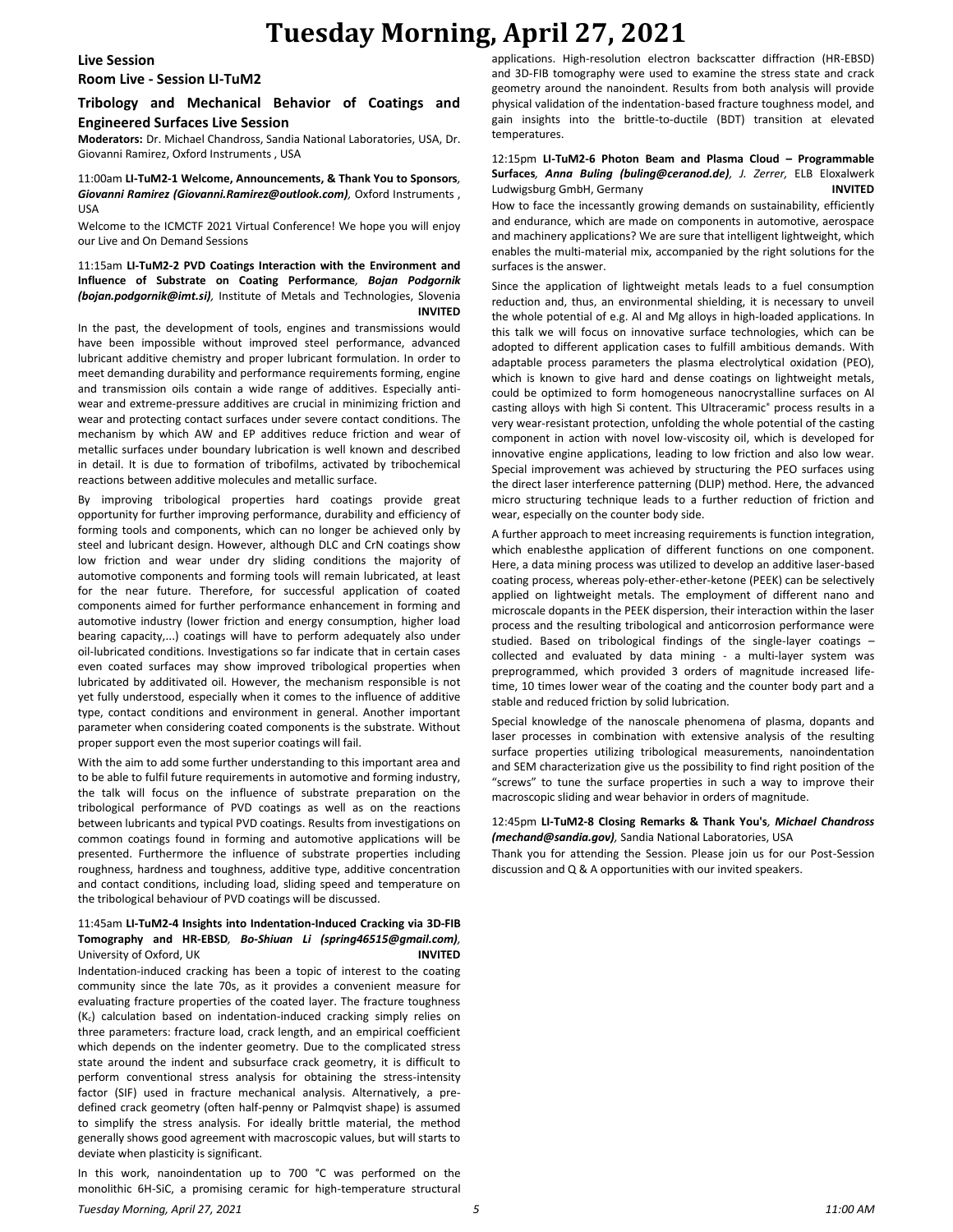# Tuesday Morning, April 27, 2021

## Live Session

### Room Live - Session LI-TuM2

### Tribology and Mechanical Behavior of Coatings and Engineered Surfaces Live Session

**Moderators:** Dr. Michael Chandross, Sandia National Laboratories, USA, Dr. Giovanni Ramirez, Oxford Instruments , USA

11:00am **LI-TuM2-1 Welcome, Announcements, & Thank You to Sponsors**, ***Giovanni Ramirez (Giovanni.Ramirez@outlook.com)***, Oxford Instruments , USA

Welcome to the ICMCTF 2021 Virtual Conference! We hope you will enjoy our Live and On Demand Sessions

11:15am **LI-TuM2-2 PVD Coatings Interaction with the Environment and Influence of Substrate on Coating Performance**, ***Bojan Podgornik (bojan.podgornik@imt.si)***, Institute of Metals and Technologies, Slovenia **INVITED**

In the past, the development of tools, engines and transmissions would have been impossible without improved steel performance, advanced lubricant additive chemistry and proper lubricant formulation. In order to meet demanding durability and performance requirements forming, engine and transmission oils contain a wide range of additives. Especially anti-wear and extreme-pressure additives are crucial in minimizing friction and wear and protecting contact surfaces under severe contact conditions. The mechanism by which AW and EP additives reduce friction and wear of metallic surfaces under boundary lubrication is well known and described in detail. It is due to formation of tribofilms, activated by tribochemical reactions between additive molecules and metallic surface.

By improving tribological properties hard coatings provide great opportunity for further improving performance, durability and efficiency of forming tools and components, which can no longer be achieved only by steel and lubricant design. However, although DLC and CrN coatings show low friction and wear under dry sliding conditions the majority of automotive components and forming tools will remain lubricated, at least for the near future. Therefore, for successful application of coated components aimed for further performance enhancement in forming and automotive industry (lower friction and energy consumption, higher load bearing capacity,...) coatings will have to perform adequately also under oil-lubricated conditions. Investigations so far indicate that in certain cases even coated surfaces may show improved tribological properties when lubricated by additivated oil. However, the mechanism responsible is not yet fully understood, especially when it comes to the influence of additive type, contact conditions and environment in general. Another important parameter when considering coated components is the substrate. Without proper support even the most superior coatings will fail.

With the aim to add some further understanding to this important area and to be able to fulfil future requirements in automotive and forming industry, the talk will focus on the influence of substrate preparation on the tribological performance of PVD coatings as well as on the reactions between lubricants and typical PVD coatings. Results from investigations on common coatings found in forming and automotive applications will be presented. Furthermore the influence of substrate properties including roughness, hardness and toughness, additive type, additive concentration and contact conditions, including load, sliding speed and temperature on the tribological behaviour of PVD coatings will be discussed.

11:45am **LI-TuM2-4 Insights into Indentation-Induced Cracking via 3D-FIB Tomography and HR-EBSD**, ***Bo-Shiuan Li (spring46515@gmail.com)***, University of Oxford, UK **INVITED**

Indentation-induced cracking has been a topic of interest to the coating community since the late 70s, as it provides a convenient measure for evaluating fracture properties of the coated layer. The fracture toughness ($K_c$) calculation based on indentation-induced cracking simply relies on three parameters: fracture load, crack length, and an empirical coefficient which depends on the indenter geometry. Due to the complicated stress state around the indent and subsurface crack geometry, it is difficult to perform conventional stress analysis for obtaining the stress-intensity factor (SIF) used in fracture mechanical analysis. Alternatively, a pre-defined crack geometry (often half-penny or Palmqvist shape) is assumed to simplify the stress analysis. For ideally brittle material, the method generally shows good agreement with macroscopic values, but will starts to deviate when plasticity is significant.

In this work, nanoindentation up to 700 °C was performed on the monolithic 6H-SiC, a promising ceramic for high-temperature structural applications. High-resolution electron backscatter diffraction (HR-EBSD) and 3D-FIB tomography were used to examine the stress state and crack geometry around the nanoindent. Results from both analysis will provide physical validation of the indentation-based fracture toughness model, and gain insights into the brittle-to-ductile (BDT) transition at elevated temperatures.

12:15pm **LI-TuM2-6 Photon Beam and Plasma Cloud – Programmable Surfaces**, ***Anna Buling (buling@ceranod.de)***, *J. Zerrer*, ELB Eloxalwerk Ludwigsburg GmbH, Germany **INVITED**

How to face the incessantly growing demands on sustainability, efficiently and endurance, which are made on components in automotive, aerospace and machinery applications? We are sure that intelligent lightweight, which enables the multi-material mix, accompanied by the right solutions for the surfaces is the answer.

Since the application of lightweight metals leads to a fuel consumption reduction and, thus, an environmental shielding, it is necessary to unveil the whole potential of e.g. Al and Mg alloys in high-loaded applications. In this talk we will focus on innovative surface technologies, which can be adopted to different application cases to fulfill ambitious demands. With adaptable process parameters the plasma electrolytical oxidation (PEO), which is known to give hard and dense coatings on lightweight metals, could be optimized to form homogeneous nanocrystalline surfaces on Al casting alloys with high Si content. This Ultraceramic® process results in a very wear-resistant protection, unfolding the whole potential of the casting component in action with novel low-viscosity oil, which is developed for innovative engine applications, leading to low friction and also low wear. Special improvement was achieved by structuring the PEO surfaces using the direct laser interference patterning (DLIP) method. Here, the advanced micro structuring technique leads to a further reduction of friction and wear, especially on the counter body side.

A further approach to meet increasing requirements is function integration, which enablesthe application of different functions on one component. Here, a data mining process was utilized to develop an additive laser-based coating process, whereas poly-ether-ether-ketone (PEEK) can be selectively applied on lightweight metals. The employment of different nano and microscale dopants in the PEEK dispersion, their interaction within the laser process and the resulting tribological and anticorrosion performance were studied. Based on tribological findings of the single-layer coatings – collected and evaluated by data mining - a multi-layer system was preprogrammed, which provided 3 orders of magnitude increased life-time, 10 times lower wear of the coating and the counter body part and a stable and reduced friction by solid lubrication.

Special knowledge of the nanoscale phenomena of plasma, dopants and laser processes in combination with extensive analysis of the resulting surface properties utilizing tribological measurements, nanoindentation and SEM characterization give us the possibility to find right position of the "screws" to tune the surface properties in such a way to improve their macroscopic sliding and wear behavior in orders of magnitude.

12:45pm **LI-TuM2-8 Closing Remarks & Thank You's**, ***Michael Chandross (mechand@sandia.gov)***, Sandia National Laboratories, USA

Thank you for attending the Session. Please join us for our Post-Session discussion and Q & A opportunities with our invited speakers.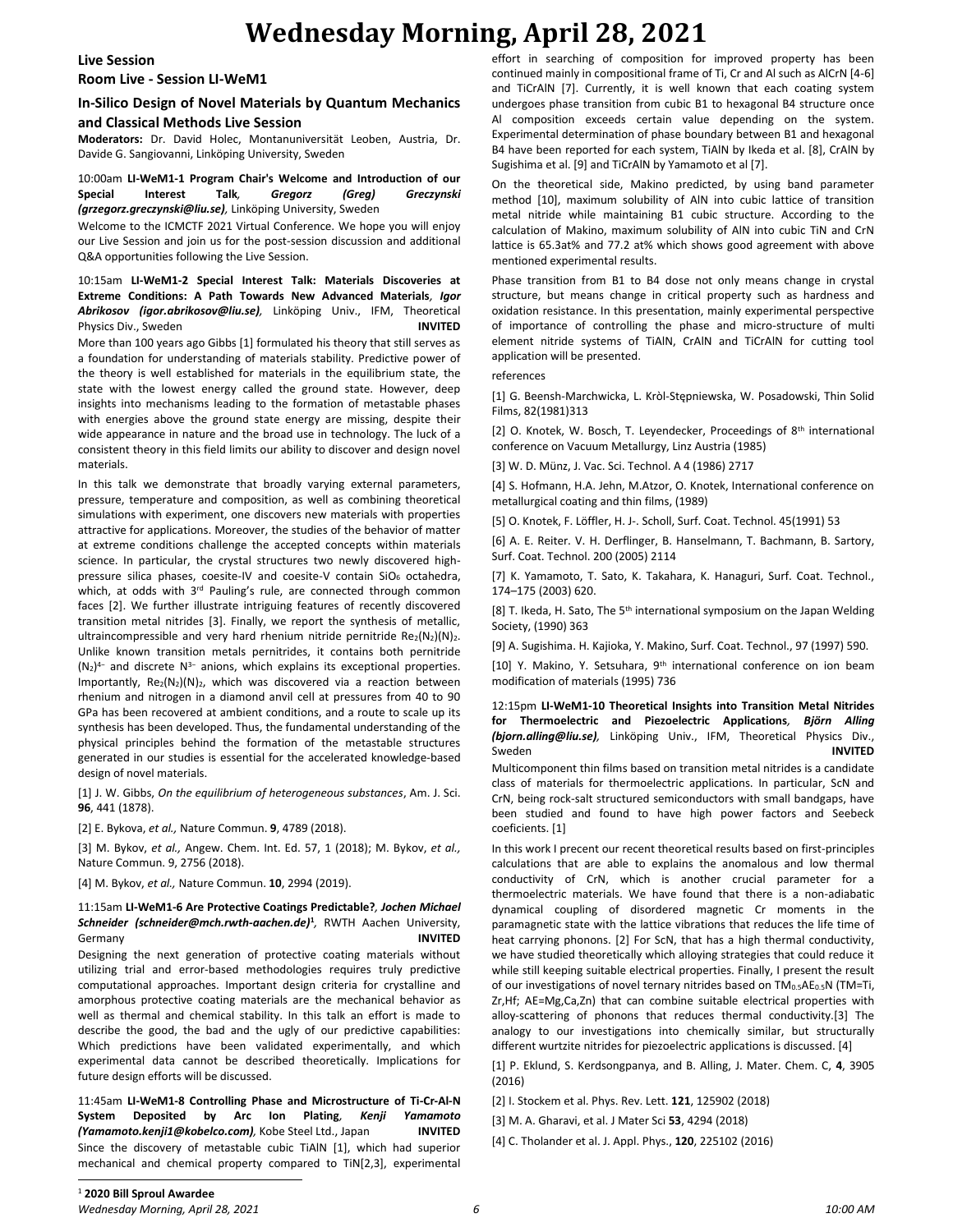# Wednesday Morning, April 28, 2021

## Live Session

## Room Live - Session LI-WeM1

### In-Silico Design of Novel Materials by Quantum Mechanics and Classical Methods Live Session

**Moderators:** Dr. David Holec, Montanuniversität Leoben, Austria, Dr. Davide G. Sangiovanni, Linköping University, Sweden

10:00am **LI-WeM1-1 Program Chair's Welcome and Introduction of our Special Interest Talk**, ***Gregorz (Greg) Greczynski (grzegorz.greczynski@liu.se)***, Linköping University, Sweden

Welcome to the ICMCTF 2021 Virtual Conference. We hope you will enjoy our Live Session and join us for the post-session discussion and additional Q&A opportunities following the Live Session.

10:15am **LI-WeM1-2 Special Interest Talk: Materials Discoveries at Extreme Conditions: A Path Towards New Advanced Materials**, ***Igor Abrikosov (igor.abrikosov@liu.se)***, Linköping Univ., IFM, Theoretical Physics Div., Sweden **INVITED**

More than 100 years ago Gibbs [1] formulated his theory that still serves as a foundation for understanding of materials stability. Predictive power of the theory is well established for materials in the equilibrium state, the state with the lowest energy called the ground state. However, deep insights into mechanisms leading to the formation of metastable phases with energies above the ground state energy are missing, despite their wide appearance in nature and the broad use in technology. The luck of a consistent theory in this field limits our ability to discover and design novel materials.

In this talk we demonstrate that broadly varying external parameters, pressure, temperature and composition, as well as combining theoretical simulations with experiment, one discovers new materials with properties attractive for applications. Moreover, the studies of the behavior of matter at extreme conditions challenge the accepted concepts within materials science. In particular, the crystal structures two newly discovered high-pressure silica phases, coesite-IV and coesite-V contain $SiO_6$ octahedra, which, at odds with 3rd Pauling's rule, are connected through common faces [2]. We further illustrate intriguing features of recently discovered transition metal nitrides [3]. Finally, we report the synthesis of metallic, ultraincompressible and very hard rhenium nitride pernitride $Re_2(N_2)(N)_2$. Unlike known transition metals pernitrides, it contains both pernitride $(N_2)^{4-}$ and discrete $N^{3-}$ anions, which explains its exceptional properties. Importantly, $Re_2(N_2)(N)_2$, which was discovered via a reaction between rhenium and nitrogen in a diamond anvil cell at pressures from 40 to 90 GPa has been recovered at ambient conditions, and a route to scale up its synthesis has been developed. Thus, the fundamental understanding of the physical principles behind the formation of the metastable structures generated in our studies is essential for the accelerated knowledge-based design of novel materials.

[1] J. W. Gibbs, *On the equilibrium of heterogeneous substances*, Am. J. Sci. **96**, 441 (1878).

[2] E. Bykova, *et al.,* Nature Commun. **9**, 4789 (2018).

[3] M. Bykov, *et al.,* Angew. Chem. Int. Ed. 57, 1 (2018); M. Bykov, *et al.,* Nature Commun. 9, 2756 (2018).

[4] M. Bykov, *et al.,* Nature Commun. **10**, 2994 (2019).

11:15am **LI-WeM1-6 Are Protective Coatings Predictable?**, ***Jochen Michael Schneider (schneider@mch.rwth-aachen.de)***[1], RWTH Aachen University, Germany **INVITED**

Designing the next generation of protective coating materials without utilizing trial and error-based methodologies requires truly predictive computational approaches. Important design criteria for crystalline and amorphous protective coating materials are the mechanical behavior as well as thermal and chemical stability. In this talk an effort is made to describe the good, the bad and the ugly of our predictive capabilities: Which predictions have been validated experimentally, and which experimental data cannot be described theoretically. Implications for future design efforts will be discussed.

11:45am **LI-WeM1-8 Controlling Phase and Microstructure of Ti-Cr-Al-N System Deposited by Arc Ion Plating**, ***Kenji Yamamoto (Yamamoto.kenji1@kobelco.com)***, Kobe Steel Ltd., Japan **INVITED**

Since the discovery of metastable cubic TiAlN [1], which had superior mechanical and chemical property compared to TiN[2,3], experimental effort in searching of composition for improved property has been continued mainly in compositional frame of Ti, Cr and Al such as AlCrN [4-6] and TiCrAlN [7]. Currently, it is well known that each coating system undergoes phase transition from cubic B1 to hexagonal B4 structure once Al composition exceeds certain value depending on the system. Experimental determination of phase boundary between B1 and hexagonal B4 have been reported for each system, TiAlN by Ikeda et al. [8], CrAlN by Sugishima et al. [9] and TiCrAlN by Yamamoto et al [7].

On the theoretical side, Makino predicted, by using band parameter method [10], maximum solubility of AlN into cubic lattice of transition metal nitride while maintaining B1 cubic structure. According to the calculation of Makino, maximum solubility of AlN into cubic TiN and CrN lattice is 65.3at% and 77.2 at% which shows good agreement with above mentioned experimental results.

Phase transition from B1 to B4 dose not only means change in crystal structure, but means change in critical property such as hardness and oxidation resistance. In this presentation, mainly experimental perspective of importance of controlling the phase and micro-structure of multi element nitride systems of TiAlN, CrAlN and TiCrAlN for cutting tool application will be presented.

references

[1] G. Beensh-Marchwicka, L. Kròl-Stępniewska, W. Posadowski, Thin Solid Films, 82(1981)313

[2] O. Knotek, W. Bosch, T. Leyendecker, Proceedings of 8th international conference on Vacuum Metallurgy, Linz Austria (1985)

[3] W. D. Münz, J. Vac. Sci. Technol. A 4 (1986) 2717

[4] S. Hofmann, H.A. Jehn, M.Atzor, O. Knotek, International conference on metallurgical coating and thin films, (1989)

[5] O. Knotek, F. Löffler, H. J-. Scholl, Surf. Coat. Technol. 45(1991) 53

[6] A. E. Reiter. V. H. Derflinger, B. Hanselmann, T. Bachmann, B. Sartory, Surf. Coat. Technol. 200 (2005) 2114

[7] K. Yamamoto, T. Sato, K. Takahara, K. Hanaguri, Surf. Coat. Technol., 174–175 (2003) 620.

[8] T. Ikeda, H. Sato, The 5th international symposium on the Japan Welding Society, (1990) 363

[9] A. Sugishima. H. Kajioka, Y. Makino, Surf. Coat. Technol., 97 (1997) 590.

[10] Y. Makino, Y. Setsuhara, 9th international conference on ion beam modification of materials (1995) 736

12:15pm **LI-WeM1-10 Theoretical Insights into Transition Metal Nitrides for Thermoelectric and Piezoelectric Applications**, ***Björn Alling (bjorn.alling@liu.se)***, Linköping Univ., IFM, Theoretical Physics Div., Sweden **INVITED**

Multicomponent thin films based on transition metal nitrides is a candidate class of materials for thermoelectric applications. In particular, ScN and CrN, being rock-salt structured semiconductors with small bandgaps, have been studied and found to have high power factors and Seebeck coeficients. [1]

In this work I precent our recent theoretical results based on first-principles calculations that are able to explains the anomalous and low thermal conductivity of CrN, which is another crucial parameter for a thermoelectric materials. We have found that there is a non-adiabatic dynamical coupling of disordered magnetic Cr moments in the paramagnetic state with the lattice vibrations that reduces the life time of heat carrying phonons. [2] For ScN, that has a high thermal conductivity, we have studied theoretically which alloying strategies that could reduce it while still keeping suitable electrical properties. Finally, I present the result of our investigations of novel ternary nitrides based on $TM_{0.5}AE_{0.5}N$ (TM=Ti, Zr,Hf; AE=Mg,Ca,Zn) that can combine suitable electrical properties with alloy-scattering of phonons that reduces thermal conductivity.[3] The analogy to our investigations into chemically similar, but structurally different wurtzite nitrides for piezoelectric applications is discussed. [4]

[1] P. Eklund, S. Kerdsongpanya, and B. Alling, J. Mater. Chem. C, **4**, 3905 (2016)

[2] I. Stockem et al. Phys. Rev. Lett. **121**, 125902 (2018)

[3] M. A. Gharavi, et al. J Mater Sci **53**, 4294 (2018)

[4] C. Tholander et al. J. Appl. Phys., **120**, 225102 (2016)

[1] **2020 Bill Sproul Awardee**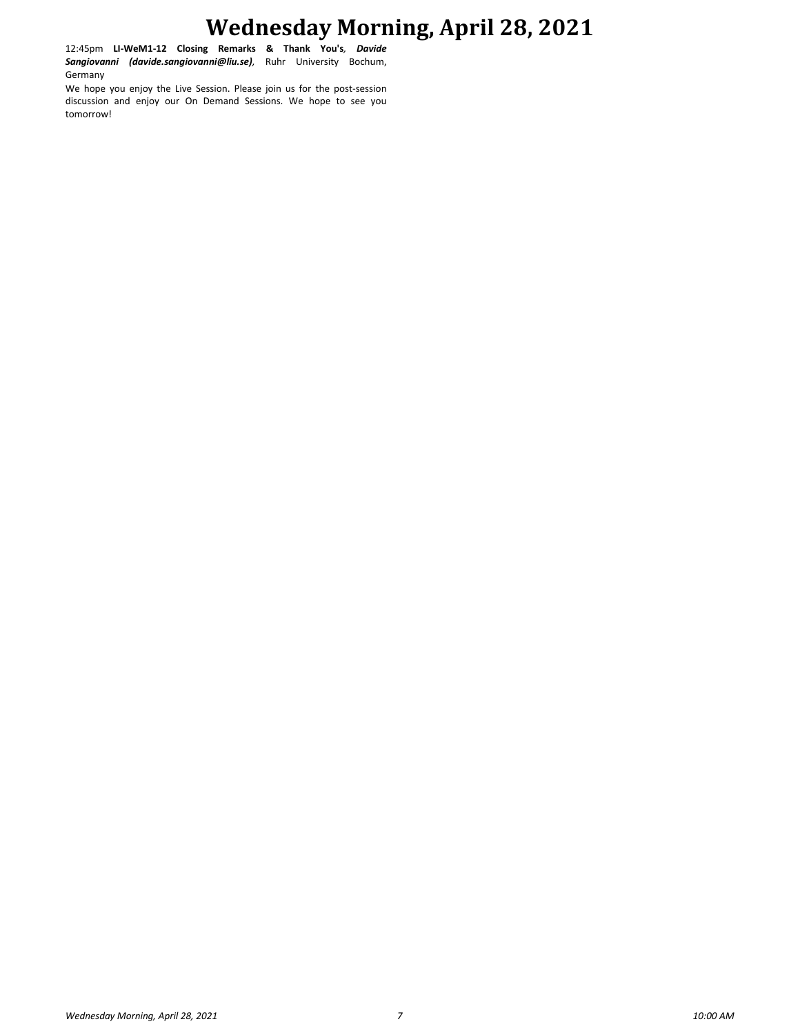12:45pm **LI-WeM1-12 Closing Remarks & Thank You's**, ***Davide Sangiovanni (davide.sangiovanni@liu.se)***, Ruhr University Bochum, Germany

We hope you enjoy the Live Session. Please join us for the post-session discussion and enjoy our On Demand Sessions. We hope to see you tomorrow!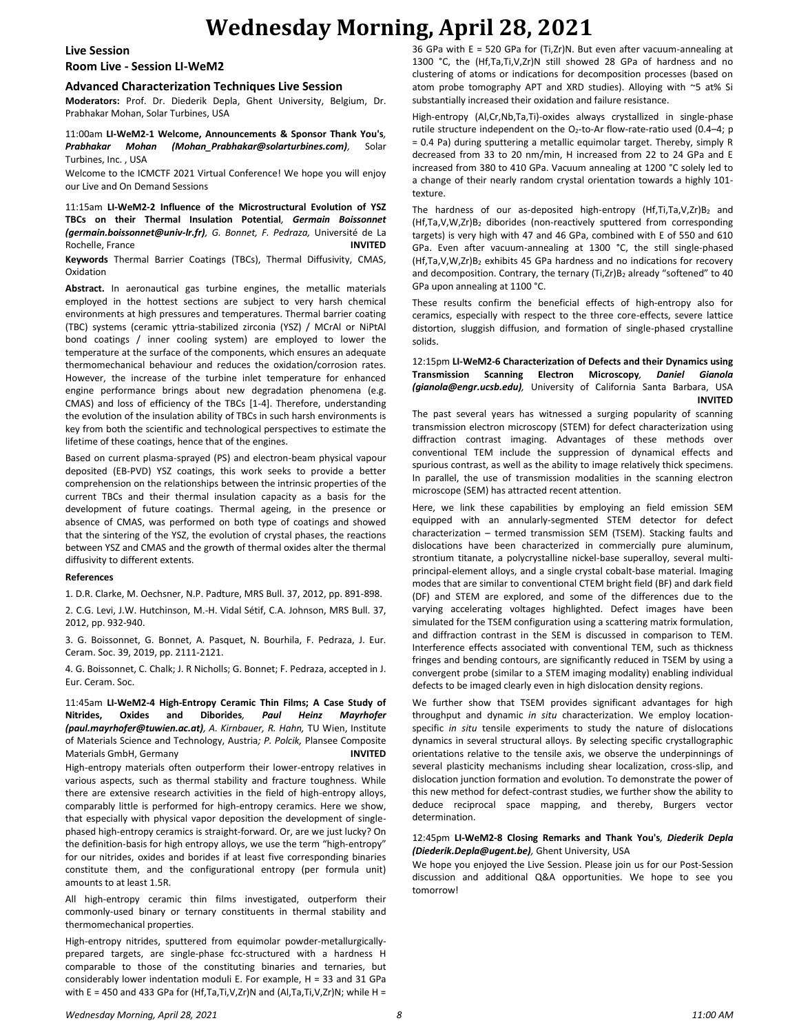# Wednesday Morning, April 28, 2021

## Live Session
## Room Live - Session LI-WeM2

### Advanced Characterization Techniques Live Session

**Moderators:** Prof. Dr. Diederik Depla, Ghent University, Belgium, Dr. Prabhakar Mohan, Solar Turbines, USA

11:00am **LI-WeM2-1 Welcome, Announcements & Sponsor Thank You's**, ***Prabhakar Mohan (Mohan_Prabhakar@solarturbines.com)***, Solar Turbines, Inc. , USA

Welcome to the ICMCTF 2021 Virtual Conference! We hope you will enjoy our Live and On Demand Sessions

11:15am **LI-WeM2-2 Influence of the Microstructural Evolution of YSZ TBCs on their Thermal Insulation Potential**, ***Germain Boissonnet (germain.boissonnet@univ-lr.fr)***, *G. Bonnet, F. Pedraza,* Université de La Rochelle, France **INVITED**

**Keywords** Thermal Barrier Coatings (TBCs), Thermal Diffusivity, CMAS, Oxidation

**Abstract.** In aeronautical gas turbine engines, the metallic materials employed in the hottest sections are subject to very harsh chemical environments at high pressures and temperatures. Thermal barrier coating (TBC) systems (ceramic yttria-stabilized zirconia (YSZ) / MCrAl or NiPtAl bond coatings / inner cooling system) are employed to lower the temperature at the surface of the components, which ensures an adequate thermomechanical behaviour and reduces the oxidation/corrosion rates. However, the increase of the turbine inlet temperature for enhanced engine performance brings about new degradation phenomena (e.g. CMAS) and loss of efficiency of the TBCs [1-4]. Therefore, understanding the evolution of the insulation ability of TBCs in such harsh environments is key from both the scientific and technological perspectives to estimate the lifetime of these coatings, hence that of the engines.

Based on current plasma-sprayed (PS) and electron-beam physical vapour deposited (EB-PVD) YSZ coatings, this work seeks to provide a better comprehension on the relationships between the intrinsic properties of the current TBCs and their thermal insulation capacity as a basis for the development of future coatings. Thermal ageing, in the presence or absence of CMAS, was performed on both type of coatings and showed that the sintering of the YSZ, the evolution of crystal phases, the reactions between YSZ and CMAS and the growth of thermal oxides alter the thermal diffusivity to different extents.

**References**

1. D.R. Clarke, M. Oechsner, N.P. Padture, MRS Bull. 37, 2012, pp. 891-898.

2. C.G. Levi, J.W. Hutchinson, M.-H. Vidal Sétif, C.A. Johnson, MRS Bull. 37, 2012, pp. 932-940.

3. G. Boissonnet, G. Bonnet, A. Pasquet, N. Bourhila, F. Pedraza, J. Eur. Ceram. Soc. 39, 2019, pp. 2111-2121.

4. G. Boissonnet, C. Chalk; J. R Nicholls; G. Bonnet; F. Pedraza, accepted in J. Eur. Ceram. Soc.

11:45am **LI-WeM2-4 High-Entropy Ceramic Thin Films; A Case Study of Nitrides, Oxides and Diborides**, ***Paul Heinz Mayrhofer (paul.mayrhofer@tuwien.ac.at)***, *A. Kirnbauer, R. Hahn,* TU Wien, Institute of Materials Science and Technology, Austria*; P. Polcik,* Plansee Composite Materials GmbH, Germany **INVITED**

High-entropy materials often outperform their lower-entropy relatives in various aspects, such as thermal stability and fracture toughness. While there are extensive research activities in the field of high-entropy alloys, comparably little is performed for high-entropy ceramics. Here we show, that especially with physical vapor deposition the development of single-phased high-entropy ceramics is straight-forward. Or, are we just lucky? On the definition-basis for high entropy alloys, we use the term "high-entropy" for our nitrides, oxides and borides if at least five corresponding binaries constitute them, and the configurational entropy (per formula unit) amounts to at least 1.5R.

All high-entropy ceramic thin films investigated, outperform their commonly-used binary or ternary constituents in thermal stability and thermomechanical properties.

High-entropy nitrides, sputtered from equimolar powder-metallurgically-prepared targets, are single-phase fcc-structured with a hardness H comparable to those of the constituting binaries and ternaries, but considerably lower indentation moduli E. For example, H = 33 and 31 GPa with E = 450 and 433 GPa for (Hf,Ta,Ti,V,Zr)N and (Al,Ta,Ti,V,Zr)N; while H = 36 GPa with E = 520 GPa for (Ti,Zr)N. But even after vacuum-annealing at 1300 °C, the (Hf,Ta,Ti,V,Zr)N still showed 28 GPa of hardness and no clustering of atoms or indications for decomposition processes (based on atom probe tomography APT and XRD studies). Alloying with ~5 at% Si substantially increased their oxidation and failure resistance.

High-entropy (Al,Cr,Nb,Ta,Ti)-oxides always crystallized in single-phase rutile structure independent on the $O_2$-to-Ar flow-rate-ratio used (0.4–4; p = 0.4 Pa) during sputtering a metallic equimolar target. Thereby, simply R decreased from 33 to 20 nm/min, H increased from 22 to 24 GPa and E increased from 380 to 410 GPa. Vacuum annealing at 1200 °C solely led to a change of their nearly random crystal orientation towards a highly 101-texture.

The hardness of our as-deposited high-entropy $(Hf,Ti,Ta,V,Zr)B_2$ and $(Hf,Ta,V,W,Zr)B_2$ diborides (non-reactively sputtered from corresponding targets) is very high with 47 and 46 GPa, combined with E of 550 and 610 GPa. Even after vacuum-annealing at 1300 °C, the still single-phased $(Hf,Ta,V,W,Zr)B_2$ exhibits 45 GPa hardness and no indications for recovery and decomposition. Contrary, the ternary $(Ti,Zr)B_2$ already "softened" to 40 GPa upon annealing at 1100 °C.

These results confirm the beneficial effects of high-entropy also for ceramics, especially with respect to the three core-effects, severe lattice distortion, sluggish diffusion, and formation of single-phased crystalline solids.

12:15pm **LI-WeM2-6 Characterization of Defects and their Dynamics using Transmission Scanning Electron Microscopy**, ***Daniel Gianola (gianola@engr.ucsb.edu)***, University of California Santa Barbara, USA **INVITED**

The past several years has witnessed a surging popularity of scanning transmission electron microscopy (STEM) for defect characterization using diffraction contrast imaging. Advantages of these methods over conventional TEM include the suppression of dynamical effects and spurious contrast, as well as the ability to image relatively thick specimens. In parallel, the use of transmission modalities in the scanning electron microscope (SEM) has attracted recent attention.

Here, we link these capabilities by employing an field emission SEM equipped with an annularly-segmented STEM detector for defect characterization – termed transmission SEM (TSEM). Stacking faults and dislocations have been characterized in commercially pure aluminum, strontium titanate, a polycrystalline nickel-base superalloy, several multi-principal-element alloys, and a single crystal cobalt-base material. Imaging modes that are similar to conventional CTEM bright field (BF) and dark field (DF) and STEM are explored, and some of the differences due to the varying accelerating voltages highlighted. Defect images have been simulated for the TSEM configuration using a scattering matrix formulation, and diffraction contrast in the SEM is discussed in comparison to TEM. Interference effects associated with conventional TEM, such as thickness fringes and bending contours, are significantly reduced in TSEM by using a convergent probe (similar to a STEM imaging modality) enabling individual defects to be imaged clearly even in high dislocation density regions.

We further show that TSEM provides significant advantages for high throughput and dynamic *in situ* characterization. We employ location-specific *in situ* tensile experiments to study the nature of dislocations dynamics in several structural alloys. By selecting specific crystallographic orientations relative to the tensile axis, we observe the underpinnings of several plasticity mechanisms including shear localization, cross-slip, and dislocation junction formation and evolution. To demonstrate the power of this new method for defect-contrast studies, we further show the ability to deduce reciprocal space mapping, and thereby, Burgers vector determination.

12:45pm **LI-WeM2-8 Closing Remarks and Thank You's**, ***Diederik Depla (Diederik.Depla@ugent.be)***, Ghent University, USA

We hope you enjoyed the Live Session. Please join us for our Post-Session discussion and additional Q&A opportunities. We hope to see you tomorrow!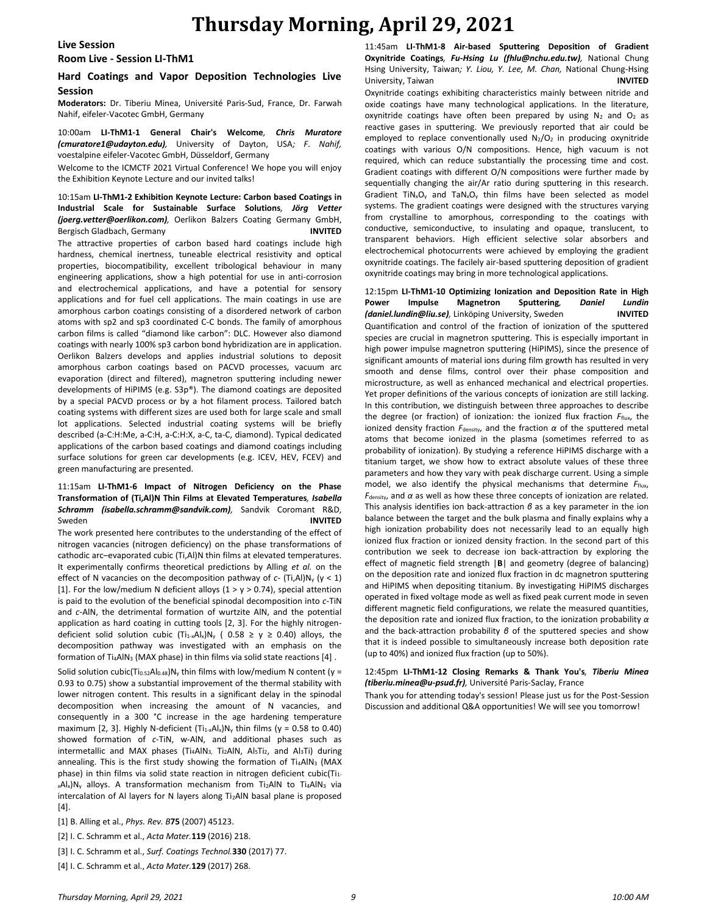# Thursday Morning, April 29, 2021

## Live Session

## Room Live - Session LI-ThM1

### Hard Coatings and Vapor Deposition Technologies Live Session

**Moderators:** Dr. Tiberiu Minea, Université Paris-Sud, France, Dr. Farwah Nahif, eifeler-Vacotec GmbH, Germany

10:00am **LI-ThM1-1 General Chair's Welcome**, ***Chris Muratore (cmuratore1@udayton.edu)***, University of Dayton, USA; *F. Nahif,* voestalpine eifeler-Vacotec GmbH, Düsseldorf, Germany

Welcome to the ICMCTF 2021 Virtual Conference! We hope you will enjoy the Exhibition Keynote Lecture and our invited talks!

10:15am **LI-ThM1-2 Exhibition Keynote Lecture: Carbon based Coatings in Industrial Scale for Sustainable Surface Solutions**, ***Jörg Vetter (joerg.vetter@oerlikon.com)***, Oerlikon Balzers Coating Germany GmbH, Bergisch Gladbach, Germany **INVITED**

The attractive properties of carbon based hard coatings include high hardness, chemical inertness, tuneable electrical resistivity and optical properties, biocompatibility, excellent tribological behaviour in many engineering applications, show a high potential for use in anti-corrosion and electrochemical applications, and have a potential for sensory applications and for fuel cell applications. The main coatings in use are amorphous carbon coatings consisting of a disordered network of carbon atoms with sp2 and sp3 coordinated C-C bonds. The family of amorphous carbon films is called "diamond like carbon": DLC. However also diamond coatings with nearly 100% sp3 carbon bond hybridization are in application. Oerlikon Balzers develops and applies industrial solutions to deposit amorphous carbon coatings based on PACVD processes, vacuum arc evaporation (direct and filtered), magnetron sputtering including newer developments of HiPIMS (e.g. S3p®). The diamond coatings are deposited by a special PACVD process or by a hot filament process. Tailored batch coating systems with different sizes are used both for large scale and small lot applications. Selected industrial coating systems will be briefly described (a-C:H:Me, a-C:H, a-C:H:X, a-C, ta-C, diamond). Typical dedicated applications of the carbon based coatings and diamond coatings including surface solutions for green car developments (e.g. ICEV, HEV, FCEV) and green manufacturing are presented.

11:15am **LI-ThM1-6 Impact of Nitrogen Deficiency on the Phase Transformation of (Ti,Al)N Thin Films at Elevated Temperatures**, ***Isabella Schramm (isabella.schramm@sandvik.com)***, Sandvik Coromant R&D, Sweden **INVITED**

The work presented here contributes to the understanding of the effect of nitrogen vacancies (nitrogen deficiency) on the phase transformations of cathodic arc–evaporated cubic (Ti,Al)N thin films at elevated temperatures. It experimentally confirms theoretical predictions by Alling *et al.* on the effect of N vacancies on the decomposition pathway of *c*- $(Ti,Al)N_y$ ($y < 1$) [1]. For the low/medium N deficient alloys ($1 > y > 0.74$), special attention is paid to the evolution of the beneficial spinodal decomposition into *c*-TiN and *c*-AlN, the detrimental formation of wurtzite AlN, and the potential application as hard coating in cutting tools [2, 3]. For the highly nitrogen-deficient solid solution cubic $(Ti_{1-x}Al_x)N_y$ ( $0.58 \geq y \geq 0.40$) alloys, the decomposition pathway was investigated with an emphasis on the formation of $Ti_4AlN_3$ (MAX phase) in thin films via solid state reactions [4] .

Solid solution cubic$(Ti_{0.52}Al_{0.48})N_y$ thin films with low/medium N content ($y$ = 0.93 to 0.75) show a substantial improvement of the thermal stability with lower nitrogen content. This results in a significant delay in the spinodal decomposition when increasing the amount of N vacancies, and consequently in a 300 °C increase in the age hardening temperature maximum [2, 3]. Highly N-deficient $(Ti_{1-x}Al_x)N_y$ thin films ($y$ = 0.58 to 0.40) showed formation of *c*-TiN, w-AlN, and additional phases such as intermetallic and MAX phases ($Ti_4AlN_3$, $Ti_2AlN$, $Al_5Ti_2$, and $Al_3Ti$) during annealing. This is the first study showing the formation of $Ti_4AlN_3$ (MAX phase) in thin films via solid state reaction in nitrogen deficient cubic$(Ti_{1-x}Al_x)N_y$ alloys. A transformation mechanism from $Ti_2AlN$ to $Ti_4AlN_3$ via intercalation of Al layers for N layers along $Ti_2AlN$ basal plane is proposed [4].

[1] B. Alling et al., *Phys. Rev. B***75** (2007) 45123.

[2] I. C. Schramm et al., *Acta Mater.***119** (2016) 218.

[3] I. C. Schramm et al., *Surf. Coatings Technol.***330** (2017) 77.

[4] I. C. Schramm et al., *Acta Mater.***129** (2017) 268.

11:45am **LI-ThM1-8 Air-based Sputtering Deposition of Gradient Oxynitride Coatings**, ***Fu-Hsing Lu (fhlu@nchu.edu.tw)***, National Chung Hsing University, Taiwan; *Y. Liou, Y. Lee, M. Chan,* National Chung-Hsing University, Taiwan **INVITED**

Oxynitride coatings exhibiting characteristics mainly between nitride and oxide coatings have many technological applications. In the literature, oxynitride coatings have often been prepared by using $N_2$ and $O_2$ as reactive gases in sputtering. We previously reported that air could be employed to replace conventionally used $N_2/O_2$ in producing oxynitride coatings with various O/N compositions. Hence, high vacuum is not required, which can reduce substantially the processing time and cost. Gradient coatings with different O/N compositions were further made by sequentially changing the air/Ar ratio during sputtering in this research. Gradient $TiN_xO_y$ and $TaN_xO_y$ thin films have been selected as model systems. The gradient coatings were designed with the structures varying from crystalline to amorphous, corresponding to the coatings with conductive, semiconductive, to insulating and opaque, translucent, to transparent behaviors. High efficient selective solar absorbers and electrochemical photocurrents were achieved by employing the gradient oxynitride coatings. The facilely air-based sputtering deposition of gradient oxynitride coatings may bring in more technological applications.

12:15pm **LI-ThM1-10 Optimizing Ionization and Deposition Rate in High Power Impulse Magnetron Sputtering**, ***Daniel Lundin (daniel.lundin@liu.se)***, Linköping University, Sweden **INVITED**

Quantification and control of the fraction of ionization of the sputtered species are crucial in magnetron sputtering. This is especially important in high power impulse magnetron sputtering (HiPIMS), since the presence of significant amounts of material ions during film growth has resulted in very smooth and dense films, control over their phase composition and microstructure, as well as enhanced mechanical and electrical properties. Yet proper definitions of the various concepts of ionization are still lacking. In this contribution, we distinguish between three approaches to describe the degree (or fraction) of ionization: the ionized flux fraction $F_{flux}$, the ionized density fraction $F_{density}$, and the fraction $\alpha$ of the sputtered metal atoms that become ionized in the plasma (sometimes referred to as probability of ionization). By studying a reference HiPIMS discharge with a titanium target, we show how to extract absolute values of these three parameters and how they vary with peak discharge current. Using a simple model, we also identify the physical mechanisms that determine $F_{flux}$, $F_{density}$, and $\alpha$ as well as how these three concepts of ionization are related. This analysis identifies ion back-attraction $\beta$ as a key parameter in the ion balance between the target and the bulk plasma and finally explains why a high ionization probability does not necessarily lead to an equally high ionized flux fraction or ionized density fraction. In the second part of this contribution we seek to decrease ion back-attraction by exploring the effect of magnetic field strength $|\mathbf{B}|$ and geometry (degree of balancing) on the deposition rate and ionized flux fraction in dc magnetron sputtering and HiPIMS when depositing titanium. By investigating HiPIMS discharges operated in fixed voltage mode as well as fixed peak current mode in seven different magnetic field configurations, we relate the measured quantities, the deposition rate and ionized flux fraction, to the ionization probability $\alpha$ and the back-attraction probability $\beta$ of the sputtered species and show that it is indeed possible to simultaneously increase both deposition rate (up to 40%) and ionized flux fraction (up to 50%).

12:45pm **LI-ThM1-12 Closing Remarks & Thank You's**, ***Tiberiu Minea (tiberiu.minea@u-psud.fr)***, Université Paris-Saclay, France

Thank you for attending today's session! Please just us for the Post-Session Discussion and additional Q&A opportunities! We will see you tomorrow!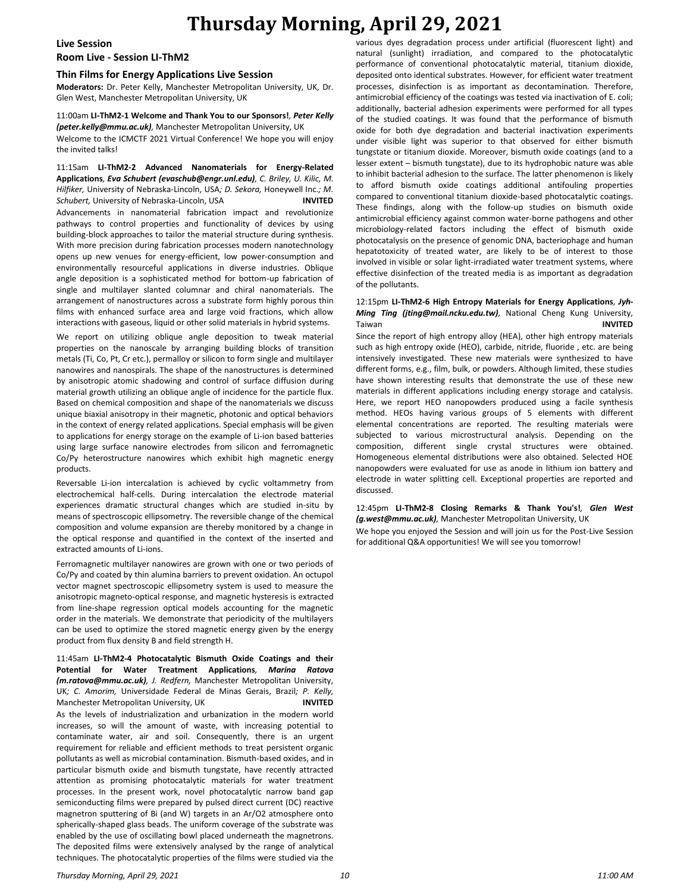# Thursday Morning, April 29, 2021

## Live Session

### Room Live - Session LI-ThM2

### Thin Films for Energy Applications Live Session

**Moderators:** Dr. Peter Kelly, Manchester Metropolitan University, UK, Dr. Glen West, Manchester Metropolitan University, UK

11:00am **LI-ThM2-1 Welcome and Thank You to our Sponsors!**, ***Peter Kelly (peter.kelly@mmu.ac.uk)***, Manchester Metropolitan University, UK

Welcome to the ICMCTF 2021 Virtual Conference! We hope you will enjoy the invited talks!

11:15am **LI-ThM2-2 Advanced Nanomaterials for Energy-Related Applications**, ***Eva Schubert (evaschub@engr.unl.edu)***, *C. Briley, U. Kilic, M. Hilfiker,* University of Nebraska-Lincoln, USA*; D. Sekora,* Honeywell Inc.*; M. Schubert,* University of Nebraska-Lincoln, USA **INVITED**

Advancements in nanomaterial fabrication impact and revolutionize pathways to control properties and functionality of devices by using building-block approaches to tailor the material structure during synthesis. With more precision during fabrication processes modern nanotechnology opens up new venues for energy-efficient, low power-consumption and environmentally resourceful applications in diverse industries. Oblique angle deposition is a sophisticated method for bottom-up fabrication of single and multilayer slanted columnar and chiral nanomaterials. The arrangement of nanostructures across a substrate form highly porous thin films with enhanced surface area and large void fractions, which allow interactions with gaseous, liquid or other solid materials in hybrid systems.

We report on utilizing oblique angle deposition to tweak material properties on the nanoscale by arranging building blocks of transition metals (Ti, Co, Pt, Cr etc.), permalloy or silicon to form single and multilayer nanowires and nanospirals. The shape of the nanostructures is determined by anisotropic atomic shadowing and control of surface diffusion during material growth utilizing an oblique angle of incidence for the particle flux. Based on chemical composition and shape of the nanomaterials we discuss unique biaxial anisotropy in their magnetic, photonic and optical behaviors in the context of energy related applications. Special emphasis will be given to applications for energy storage on the example of Li-ion based batteries using large surface nanowire electrodes from silicon and ferromagnetic Co/Py heterostructure nanowires which exhibit high magnetic energy products.

Reversable Li-ion intercalation is achieved by cyclic voltammetry from electrochemical half-cells. During intercalation the electrode material experiences dramatic structural changes which are studied in-situ by means of spectroscopic ellipsometry. The reversible change of the chemical composition and volume expansion are thereby monitored by a change in the optical response and quantified in the context of the inserted and extracted amounts of Li-ions.

Ferromagnetic multilayer nanowires are grown with one or two periods of Co/Py and coated by thin alumina barriers to prevent oxidation. An octupol vector magnet spectroscopic ellipsometry system is used to measure the anisotropic magneto-optical response, and magnetic hysteresis is extracted from line-shape regression optical models accounting for the magnetic order in the materials. We demonstrate that periodicity of the multilayers can be used to optimize the stored magnetic energy given by the energy product from flux density B and field strength H.

11:45am **LI-ThM2-4 Photocatalytic Bismuth Oxide Coatings and their Potential for Water Treatment Applications**, ***Marina Ratova (m.ratova@mmu.ac.uk)***, *J. Redfern,* Manchester Metropolitan University, UK*; C. Amorim,* Universidade Federal de Minas Gerais, Brazil*; P. Kelly,* Manchester Metropolitan University, UK **INVITED**

As the levels of industrialization and urbanization in the modern world increases, so will the amount of waste, with increasing potential to contaminate water, air and soil. Consequently, there is an urgent requirement for reliable and efficient methods to treat persistent organic pollutants as well as microbial contamination. Bismuth-based oxides, and in particular bismuth oxide and bismuth tungstate, have recently attracted attention as promising photocatalytic materials for water treatment processes. In the present work, novel photocatalytic narrow band gap semiconducting films were prepared by pulsed direct current (DC) reactive magnetron sputtering of Bi (and W) targets in an Ar/O2 atmosphere onto spherically-shaped glass beads. The uniform coverage of the substrate was enabled by the use of oscillating bowl placed underneath the magnetrons. The deposited films were extensively analysed by the range of analytical techniques. The photocatalytic properties of the films were studied via the various dyes degradation process under artificial (fluorescent light) and natural (sunlight) irradiation, and compared to the photocatalytic performance of conventional photocatalytic material, titanium dioxide, deposited onto identical substrates. However, for efficient water treatment processes, disinfection is as important as decontamination. Therefore, antimicrobial efficiency of the coatings was tested via inactivation of E. coli; additionally, bacterial adhesion experiments were performed for all types of the studied coatings. It was found that the performance of bismuth oxide for both dye degradation and bacterial inactivation experiments under visible light was superior to that observed for either bismuth tungstate or titanium dioxide. Moreover, bismuth oxide coatings (and to a lesser extent – bismuth tungstate), due to its hydrophobic nature was able to inhibit bacterial adhesion to the surface. The latter phenomenon is likely to afford bismuth oxide coatings additional antifouling properties compared to conventional titanium dioxide-based photocatalytic coatings. These findings, along with the follow-up studies on bismuth oxide antimicrobial efficiency against common water-borne pathogens and other microbiology-related factors including the effect of bismuth oxide photocatalysis on the presence of genomic DNA, bacteriophage and human hepatotoxicity of treated water, are likely to be of interest to those involved in visible or solar light-irradiated water treatment systems, where effective disinfection of the treated media is as important as degradation of the pollutants.

12:15pm **LI-ThM2-6 High Entropy Materials for Energy Applications**, ***Jyh-Ming Ting (jting@mail.ncku.edu.tw)***, National Cheng Kung University, Taiwan **INVITED**

Since the report of high entropy alloy (HEA), other high entropy materials such as high entropy oxide (HEO), carbide, nitride, fluoride , etc. are being intensively investigated. These new materials were synthesized to have different forms, e.g., film, bulk, or powders. Although limited, these studies have shown interesting results that demonstrate the use of these new materials in different applications including energy storage and catalysis. Here, we report HEO nanopowders produced using a facile synthesis method. HEOs having various groups of 5 elements with different elemental concentrations are reported. The resulting materials were subjected to various microstructural analysis. Depending on the composition, different single crystal structures were obtained. Homogeneous elemental distributions were also obtained. Selected HOE nanopowders were evaluated for use as anode in lithium ion battery and electrode in water splitting cell. Exceptional properties are reported and discussed.

12:45pm **LI-ThM2-8 Closing Remarks & Thank You's!**, ***Glen West (g.west@mmu.ac.uk)***, Manchester Metropolitan University, UK

We hope you enjoyed the Session and will join us for the Post-Live Session for additional Q&A opportunities! We will see you tomorrow!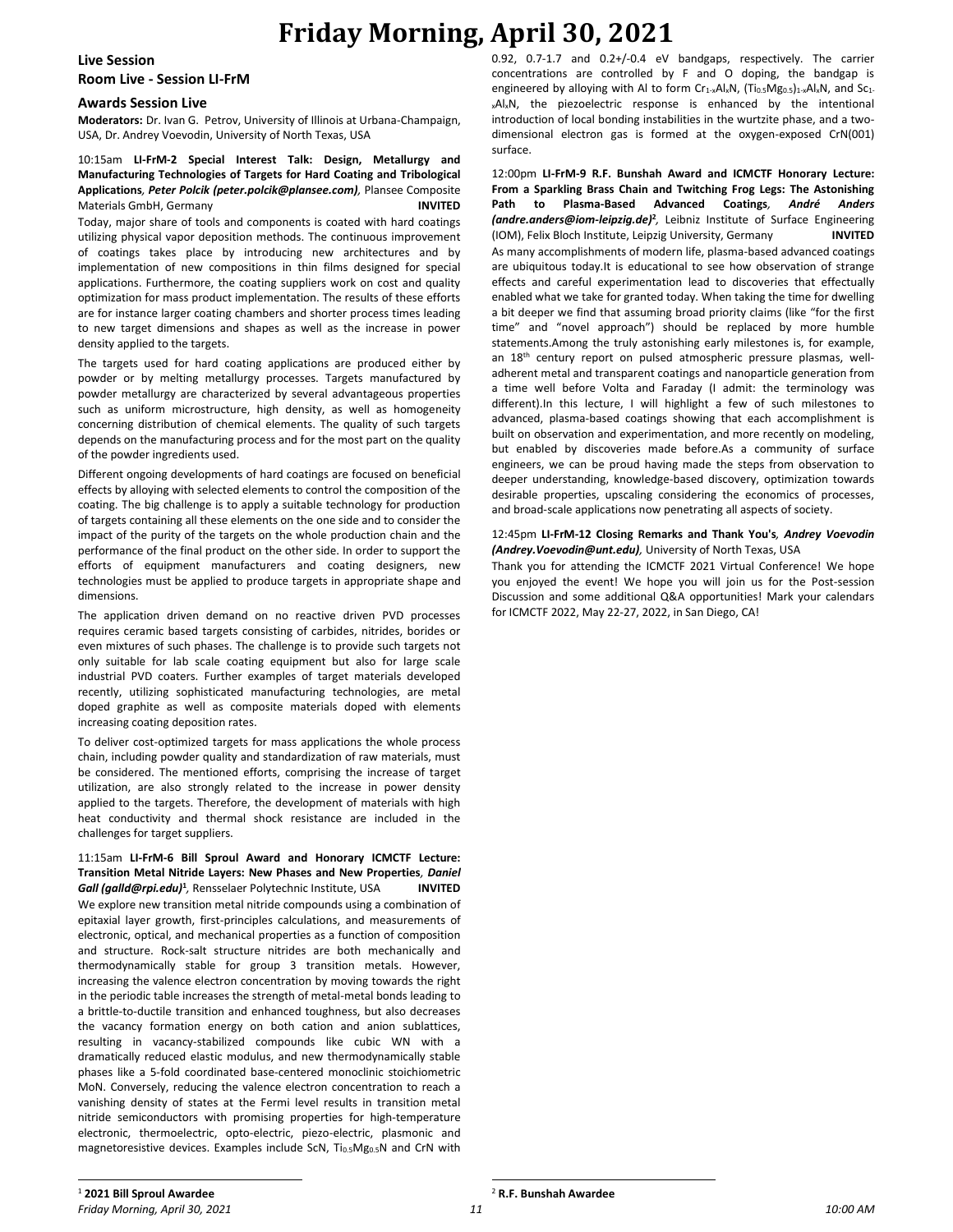# Friday Morning, April 30, 2021

## Live Session

### Room Live - Session LI-FrM

### Awards Session Live

**Moderators:** Dr. Ivan G. Petrov, University of Illinois at Urbana-Champaign, USA, Dr. Andrey Voevodin, University of North Texas, USA

10:15am **LI-FrM-2 Special Interest Talk: Design, Metallurgy and Manufacturing Technologies of Targets for Hard Coating and Tribological Applications**, ***Peter Polcik (peter.polcik@plansee.com)***, Plansee Composite Materials GmbH, Germany **INVITED**

Today, major share of tools and components is coated with hard coatings utilizing physical vapor deposition methods. The continuous improvement of coatings takes place by introducing new architectures and by implementation of new compositions in thin films designed for special applications. Furthermore, the coating suppliers work on cost and quality optimization for mass product implementation. The results of these efforts are for instance larger coating chambers and shorter process times leading to new target dimensions and shapes as well as the increase in power density applied to the targets.

The targets used for hard coating applications are produced either by powder or by melting metallurgy processes. Targets manufactured by powder metallurgy are characterized by several advantageous properties such as uniform microstructure, high density, as well as homogeneity concerning distribution of chemical elements. The quality of such targets depends on the manufacturing process and for the most part on the quality of the powder ingredients used.

Different ongoing developments of hard coatings are focused on beneficial effects by alloying with selected elements to control the composition of the coating. The big challenge is to apply a suitable technology for production of targets containing all these elements on the one side and to consider the impact of the purity of the targets on the whole production chain and the performance of the final product on the other side. In order to support the efforts of equipment manufacturers and coating designers, new technologies must be applied to produce targets in appropriate shape and dimensions.

The application driven demand on no reactive driven PVD processes requires ceramic based targets consisting of carbides, nitrides, borides or even mixtures of such phases. The challenge is to provide such targets not only suitable for lab scale coating equipment but also for large scale industrial PVD coaters. Further examples of target materials developed recently, utilizing sophisticated manufacturing technologies, are metal doped graphite as well as composite materials doped with elements increasing coating deposition rates.

To deliver cost-optimized targets for mass applications the whole process chain, including powder quality and standardization of raw materials, must be considered. The mentioned efforts, comprising the increase of target utilization, are also strongly related to the increase in power density applied to the targets. Therefore, the development of materials with high heat conductivity and thermal shock resistance are included in the challenges for target suppliers.

11:15am **LI-FrM-6 Bill Sproul Award and Honorary ICMCTF Lecture: Transition Metal Nitride Layers: New Phases and New Properties**, ***Daniel Gall (galld@rpi.edu)***[1], Rensselaer Polytechnic Institute, USA **INVITED**

We explore new transition metal nitride compounds using a combination of epitaxial layer growth, first-principles calculations, and measurements of electronic, optical, and mechanical properties as a function of composition and structure. Rock-salt structure nitrides are both mechanically and thermodynamically stable for group 3 transition metals. However, increasing the valence electron concentration by moving towards the right in the periodic table increases the strength of metal-metal bonds leading to a brittle-to-ductile transition and enhanced toughness, but also decreases the vacancy formation energy on both cation and anion sublattices, resulting in vacancy-stabilized compounds like cubic WN with a dramatically reduced elastic modulus, and new thermodynamically stable phases like a 5-fold coordinated base-centered monoclinic stoichiometric MoN. Conversely, reducing the valence electron concentration to reach a vanishing density of states at the Fermi level results in transition metal nitride semiconductors with promising properties for high-temperature electronic, thermoelectric, opto-electric, piezo-electric, plasmonic and magnetoresistive devices. Examples include ScN, $Ti_{0.5}Mg_{0.5}N$ and CrN with 0.92, 0.7-1.7 and 0.2+/-0.4 eV bandgaps, respectively. The carrier concentrations are controlled by F and O doping, the bandgap is engineered by alloying with Al to form $Cr_{1-x}Al_xN$, $(Ti_{0.5}Mg_{0.5})_{1-x}Al_xN$, and $Sc_{1-x}Al_xN$, the piezoelectric response is enhanced by the intentional introduction of local bonding instabilities in the wurtzite phase, and a two-dimensional electron gas is formed at the oxygen-exposed CrN(001) surface.

12:00pm **LI-FrM-9 R.F. Bunshah Award and ICMCTF Honorary Lecture: From a Sparkling Brass Chain and Twitching Frog Legs: The Astonishing Path to Plasma-Based Advanced Coatings**, ***André Anders (andre.anders@iom-leipzig.de)***[2], Leibniz Institute of Surface Engineering (IOM), Felix Bloch Institute, Leipzig University, Germany **INVITED**

As many accomplishments of modern life, plasma-based advanced coatings are ubiquitous today.It is educational to see how observation of strange effects and careful experimentation lead to discoveries that effectually enabled what we take for granted today. When taking the time for dwelling a bit deeper we find that assuming broad priority claims (like "for the first time" and "novel approach") should be replaced by more humble statements.Among the truly astonishing early milestones is, for example, an 18th century report on pulsed atmospheric pressure plasmas, well-adherent metal and transparent coatings and nanoparticle generation from a time well before Volta and Faraday (I admit: the terminology was different).In this lecture, I will highlight a few of such milestones to advanced, plasma-based coatings showing that each accomplishment is built on observation and experimentation, and more recently on modeling, but enabled by discoveries made before.As a community of surface engineers, we can be proud having made the steps from observation to deeper understanding, knowledge-based discovery, optimization towards desirable properties, upscaling considering the economics of processes, and broad-scale applications now penetrating all aspects of society.

12:45pm **LI-FrM-12 Closing Remarks and Thank You's**, ***Andrey Voevodin (Andrey.Voevodin@unt.edu)***, University of North Texas, USA

Thank you for attending the ICMCTF 2021 Virtual Conference! We hope you enjoyed the event! We hope you will join us for the Post-session Discussion and some additional Q&A opportunities! Mark your calendars for ICMCTF 2022, May 22-27, 2022, in San Diego, CA!

---

[1] **2021 Bill Sproul Awardee**

[2] **R.F. Bunshah Awardee**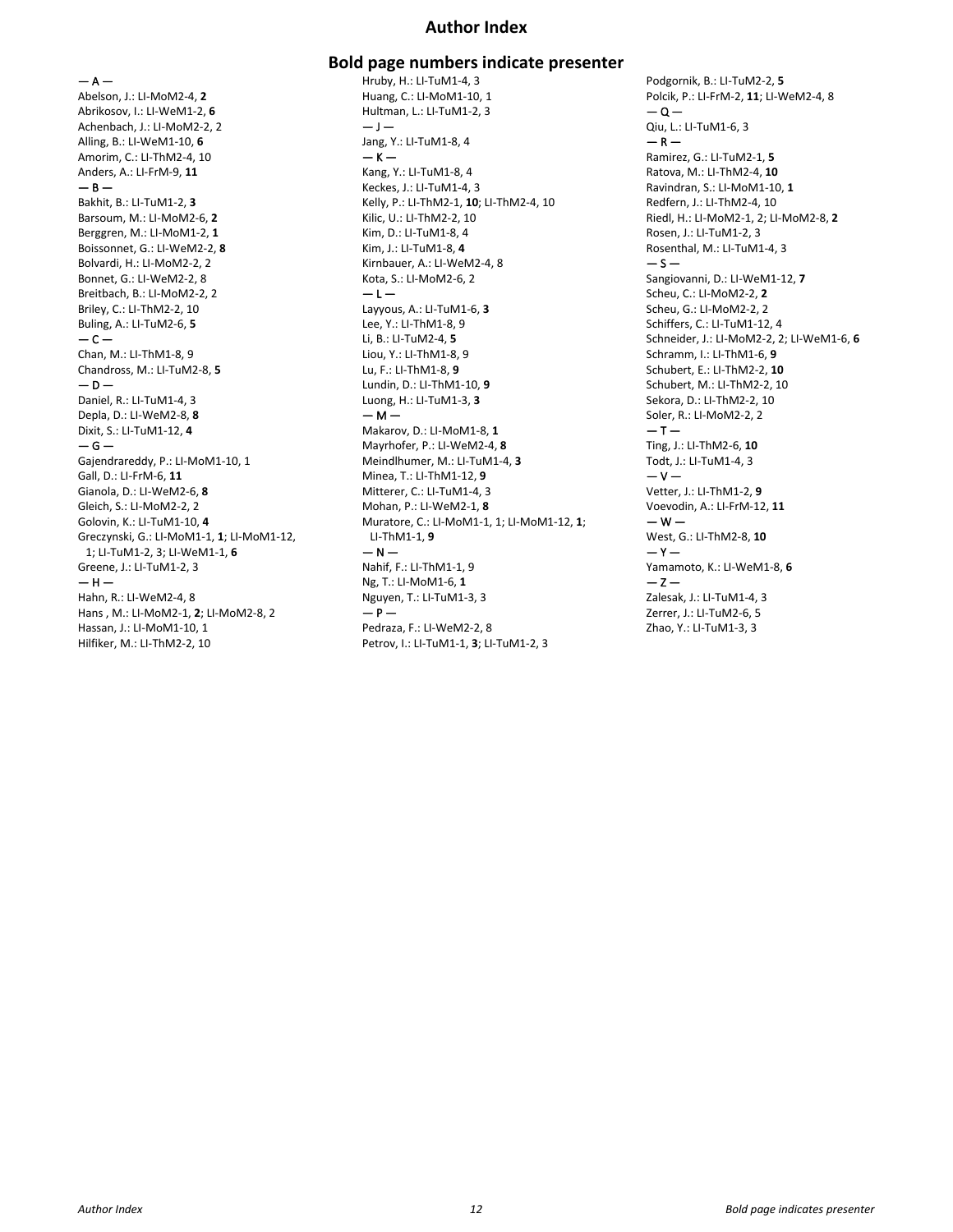# Author Index

## Bold page numbers indicate presenter

— A —
Abelson, J.: LI-MoM2-4, **2**
Abrikosov, I.: LI-WeM1-2, **6**
Achenbach, J.: LI-MoM2-2, 2
Alling, B.: LI-WeM1-10, **6**
Amorim, C.: LI-ThM2-4, 10
Anders, A.: LI-FrM-9, **11**
— B —
Bakhit, B.: LI-TuM1-2, **3**
Barsoum, M.: LI-MoM2-6, **2**
Berggren, M.: LI-MoM1-2, **1**
Boissonnet, G.: LI-WeM2-2, **8**
Bolvardi, H.: LI-MoM2-2, 2
Bonnet, G.: LI-WeM2-2, 8
Breitbach, B.: LI-MoM2-2, 2
Briley, C.: LI-ThM2-2, 10
Buling, A.: LI-TuM2-6, **5**
— C —
Chan, M.: LI-ThM1-8, 9
Chandross, M.: LI-TuM2-8, **5**
— D —
Daniel, R.: LI-TuM1-4, 3
Depla, D.: LI-WeM2-8, **8**
Dixit, S.: LI-TuM1-12, **4**
— G —
Gajendrareddy, P.: LI-MoM1-10, 1
Gall, D.: LI-FrM-6, **11**
Gianola, D.: LI-WeM2-6, **8**
Gleich, S.: LI-MoM2-2, 2
Golovin, K.: LI-TuM1-10, **4**
Greczynski, G.: LI-MoM1-1, **1**; LI-MoM1-12, 1; LI-TuM1-2, 3; LI-WeM1-1, **6**
Greene, J.: LI-TuM1-2, 3
— H —
Hahn, R.: LI-WeM2-4, 8
Hans , M.: LI-MoM2-1, **2**; LI-MoM2-8, 2
Hassan, J.: LI-MoM1-10, 1
Hilfiker, M.: LI-ThM2-2, 10
Hruby, H.: LI-TuM1-4, 3
Huang, C.: LI-MoM1-10, 1
Hultman, L.: LI-TuM1-2, 3
— J —
Jang, Y.: LI-TuM1-8, 4
— K —
Kang, Y.: LI-TuM1-8, 4
Keckes, J.: LI-TuM1-4, 3
Kelly, P.: LI-ThM2-1, **10**; LI-ThM2-4, 10
Kilic, U.: LI-ThM2-2, 10
Kim, D.: LI-TuM1-8, 4
Kim, J.: LI-TuM1-8, **4**
Kirnbauer, A.: LI-WeM2-4, 8
Kota, S.: LI-MoM2-6, 2
— L —
Layyous, A.: LI-TuM1-6, **3**
Lee, Y.: LI-ThM1-8, 9
Li, B.: LI-TuM2-4, **5**
Liou, Y.: LI-ThM1-8, 9
Lu, F.: LI-ThM1-8, **9**
Lundin, D.: LI-ThM1-10, **9**
Luong, H.: LI-TuM1-3, **3**
— M —
Makarov, D.: LI-MoM1-8, **1**
Mayrhofer, P.: LI-WeM2-4, **8**
Meindlhumer, M.: LI-TuM1-4, **3**
Minea, T.: LI-ThM1-12, **9**
Mitterer, C.: LI-TuM1-4, 3
Mohan, P.: LI-WeM2-1, **8**
Muratore, C.: LI-MoM1-1, 1; LI-MoM1-12, **1**; LI-ThM1-1, **9**
— N —
Nahif, F.: LI-ThM1-1, 9
Ng, T.: LI-MoM1-6, **1**
Nguyen, T.: LI-TuM1-3, 3
— P —
Pedraza, F.: LI-WeM2-2, 8
Petrov, I.: LI-TuM1-1, **3**; LI-TuM1-2, 3
Podgornik, B.: LI-TuM2-2, **5**
Polcik, P.: LI-FrM-2, **11**; LI-WeM2-4, 8
— Q —
Qiu, L.: LI-TuM1-6, 3
— R —
Ramirez, G.: LI-TuM2-1, **5**
Ratova, M.: LI-ThM2-4, **10**
Ravindran, S.: LI-MoM1-10, **1**
Redfern, J.: LI-ThM2-4, 10
Riedl, H.: LI-MoM2-1, 2; LI-MoM2-8, **2**
Rosen, J.: LI-TuM1-2, 3
Rosenthal, M.: LI-TuM1-4, 3
— S —
Sangiovanni, D.: LI-WeM1-12, **7**
Scheu, C.: LI-MoM2-2, **2**
Scheu, G.: LI-MoM2-2, 2
Schiffers, C.: LI-TuM1-12, 4
Schneider, J.: LI-MoM2-2, 2; LI-WeM1-6, **6**
Schramm, I.: LI-ThM1-6, **9**
Schubert, E.: LI-ThM2-2, **10**
Schubert, M.: LI-ThM2-2, 10
Sekora, D.: LI-ThM2-2, 10
Soler, R.: LI-MoM2-2, 2
— T —
Ting, J.: LI-ThM2-6, **10**
Todt, J.: LI-TuM1-4, 3
— V —
Vetter, J.: LI-ThM1-2, **9**
Voevodin, A.: LI-FrM-12, **11**
— W —
West, G.: LI-ThM2-8, **10**
— Y —
Yamamoto, K.: LI-WeM1-8, **6**
— Z —
Zalesak, J.: LI-TuM1-4, 3
Zerrer, J.: LI-TuM2-6, 5
Zhao, Y.: LI-TuM1-3, 3